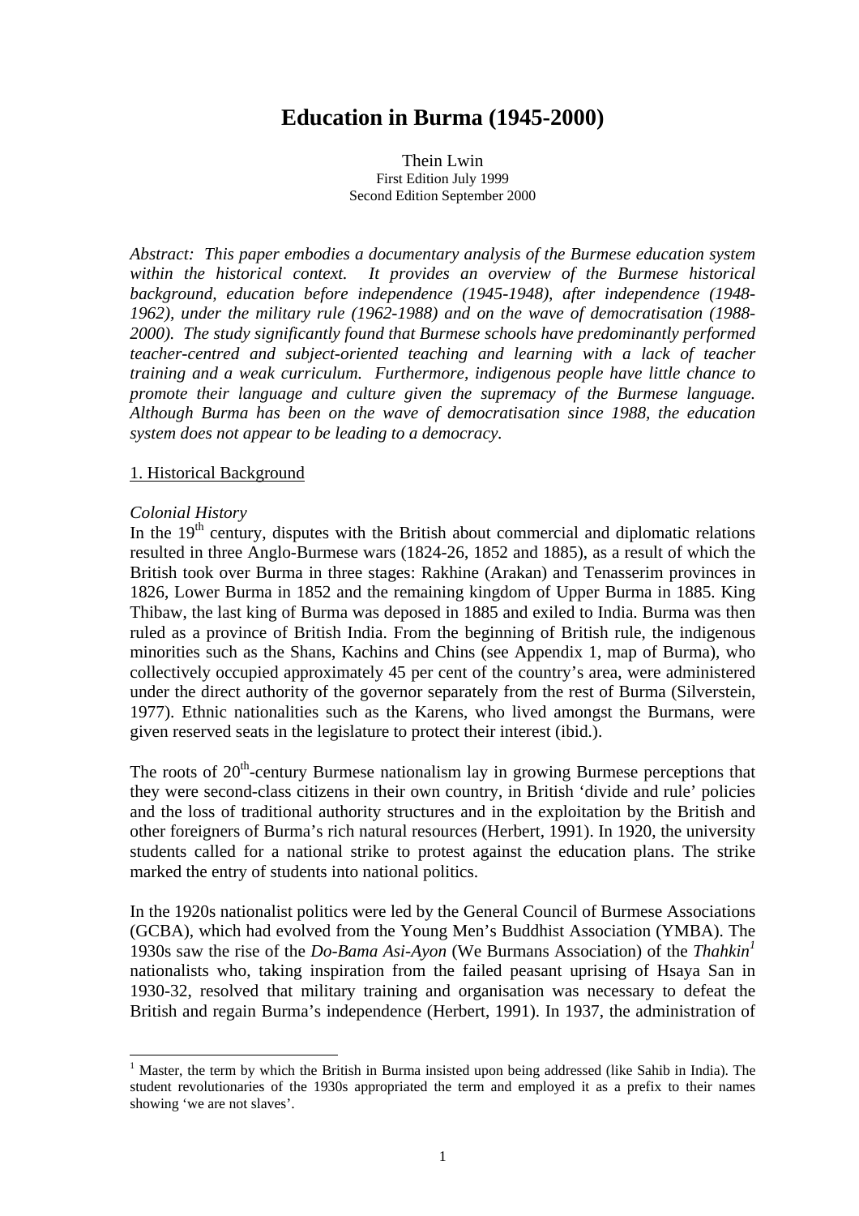# Education in Burma (1945-2000)

Thein Lwin
First Edition July 1999
Second Edition September 2000

*Abstract: This paper embodies a documentary analysis of the Burmese education system within the historical context. It provides an overview of the Burmese historical background, education before independence (1945-1948), after independence (1948-1962), under the military rule (1962-1988) and on the wave of democratisation (1988-2000). The study significantly found that Burmese schools have predominantly performed teacher-centred and subject-oriented teaching and learning with a lack of teacher training and a weak curriculum. Furthermore, indigenous people have little chance to promote their language and culture given the supremacy of the Burmese language. Although Burma has been on the wave of democratisation since 1988, the education system does not appear to be leading to a democracy.*

## 1. Historical Background

### *Colonial History*

In the 19th century, disputes with the British about commercial and diplomatic relations resulted in three Anglo-Burmese wars (1824-26, 1852 and 1885), as a result of which the British took over Burma in three stages: Rakhine (Arakan) and Tenasserim provinces in 1826, Lower Burma in 1852 and the remaining kingdom of Upper Burma in 1885. King Thibaw, the last king of Burma was deposed in 1885 and exiled to India. Burma was then ruled as a province of British India. From the beginning of British rule, the indigenous minorities such as the Shans, Kachins and Chins (see Appendix 1, map of Burma), who collectively occupied approximately 45 per cent of the country's area, were administered under the direct authority of the governor separately from the rest of Burma (Silverstein, 1977). Ethnic nationalities such as the Karens, who lived amongst the Burmans, were given reserved seats in the legislature to protect their interest (ibid.).

The roots of 20th-century Burmese nationalism lay in growing Burmese perceptions that they were second-class citizens in their own country, in British 'divide and rule' policies and the loss of traditional authority structures and in the exploitation by the British and other foreigners of Burma's rich natural resources (Herbert, 1991). In 1920, the university students called for a national strike to protest against the education plans. The strike marked the entry of students into national politics.

In the 1920s nationalist politics were led by the General Council of Burmese Associations (GCBA), which had evolved from the Young Men's Buddhist Association (YMBA). The 1930s saw the rise of the *Do-Bama Asi-Ayon* (We Burmans Association) of the *Thahkin*[1] nationalists who, taking inspiration from the failed peasant uprising of Hsaya San in 1930-32, resolved that military training and organisation was necessary to defeat the British and regain Burma's independence (Herbert, 1991). In 1937, the administration of

---

[1] Master, the term by which the British in Burma insisted upon being addressed (like Sahib in India). The student revolutionaries of the 1930s appropriated the term and employed it as a prefix to their names showing 'we are not slaves'.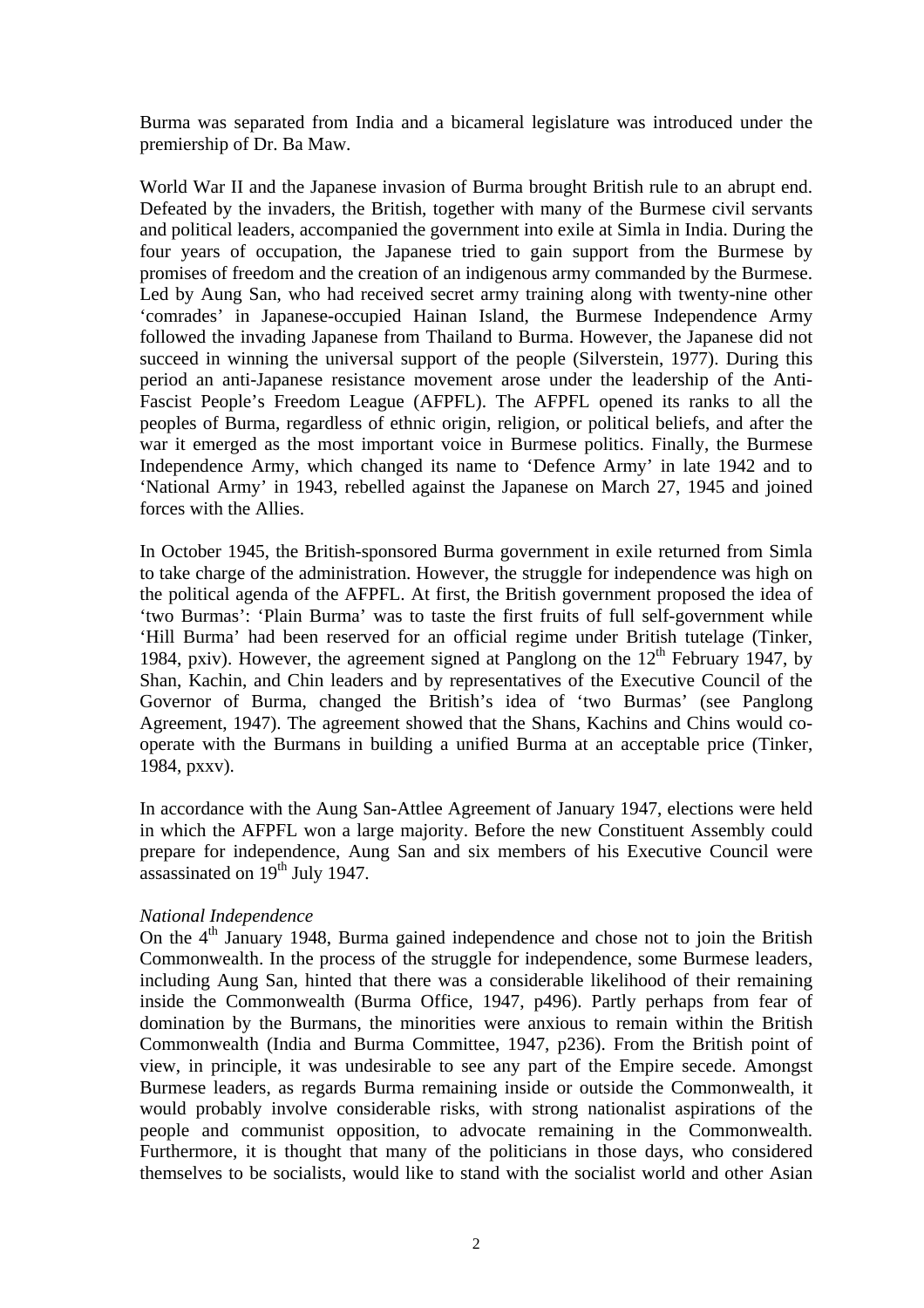Burma was separated from India and a bicameral legislature was introduced under the premiership of Dr. Ba Maw.

World War II and the Japanese invasion of Burma brought British rule to an abrupt end. Defeated by the invaders, the British, together with many of the Burmese civil servants and political leaders, accompanied the government into exile at Simla in India. During the four years of occupation, the Japanese tried to gain support from the Burmese by promises of freedom and the creation of an indigenous army commanded by the Burmese. Led by Aung San, who had received secret army training along with twenty-nine other 'comrades' in Japanese-occupied Hainan Island, the Burmese Independence Army followed the invading Japanese from Thailand to Burma. However, the Japanese did not succeed in winning the universal support of the people (Silverstein, 1977). During this period an anti-Japanese resistance movement arose under the leadership of the Anti-Fascist People's Freedom League (AFPFL). The AFPFL opened its ranks to all the peoples of Burma, regardless of ethnic origin, religion, or political beliefs, and after the war it emerged as the most important voice in Burmese politics. Finally, the Burmese Independence Army, which changed its name to 'Defence Army' in late 1942 and to 'National Army' in 1943, rebelled against the Japanese on March 27, 1945 and joined forces with the Allies.

In October 1945, the British-sponsored Burma government in exile returned from Simla to take charge of the administration. However, the struggle for independence was high on the political agenda of the AFPFL. At first, the British government proposed the idea of 'two Burmas': 'Plain Burma' was to taste the first fruits of full self-government while 'Hill Burma' had been reserved for an official regime under British tutelage (Tinker, 1984, pxiv). However, the agreement signed at Panglong on the 12th February 1947, by Shan, Kachin, and Chin leaders and by representatives of the Executive Council of the Governor of Burma, changed the British's idea of 'two Burmas' (see Panglong Agreement, 1947). The agreement showed that the Shans, Kachins and Chins would co-operate with the Burmans in building a unified Burma at an acceptable price (Tinker, 1984, pxxv).

In accordance with the Aung San-Attlee Agreement of January 1947, elections were held in which the AFPFL won a large majority. Before the new Constituent Assembly could prepare for independence, Aung San and six members of his Executive Council were assassinated on 19th July 1947.

*National Independence*

On the 4th January 1948, Burma gained independence and chose not to join the British Commonwealth. In the process of the struggle for independence, some Burmese leaders, including Aung San, hinted that there was a considerable likelihood of their remaining inside the Commonwealth (Burma Office, 1947, p496). Partly perhaps from fear of domination by the Burmans, the minorities were anxious to remain within the British Commonwealth (India and Burma Committee, 1947, p236). From the British point of view, in principle, it was undesirable to see any part of the Empire secede. Amongst Burmese leaders, as regards Burma remaining inside or outside the Commonwealth, it would probably involve considerable risks, with strong nationalist aspirations of the people and communist opposition, to advocate remaining in the Commonwealth. Furthermore, it is thought that many of the politicians in those days, who considered themselves to be socialists, would like to stand with the socialist world and other Asian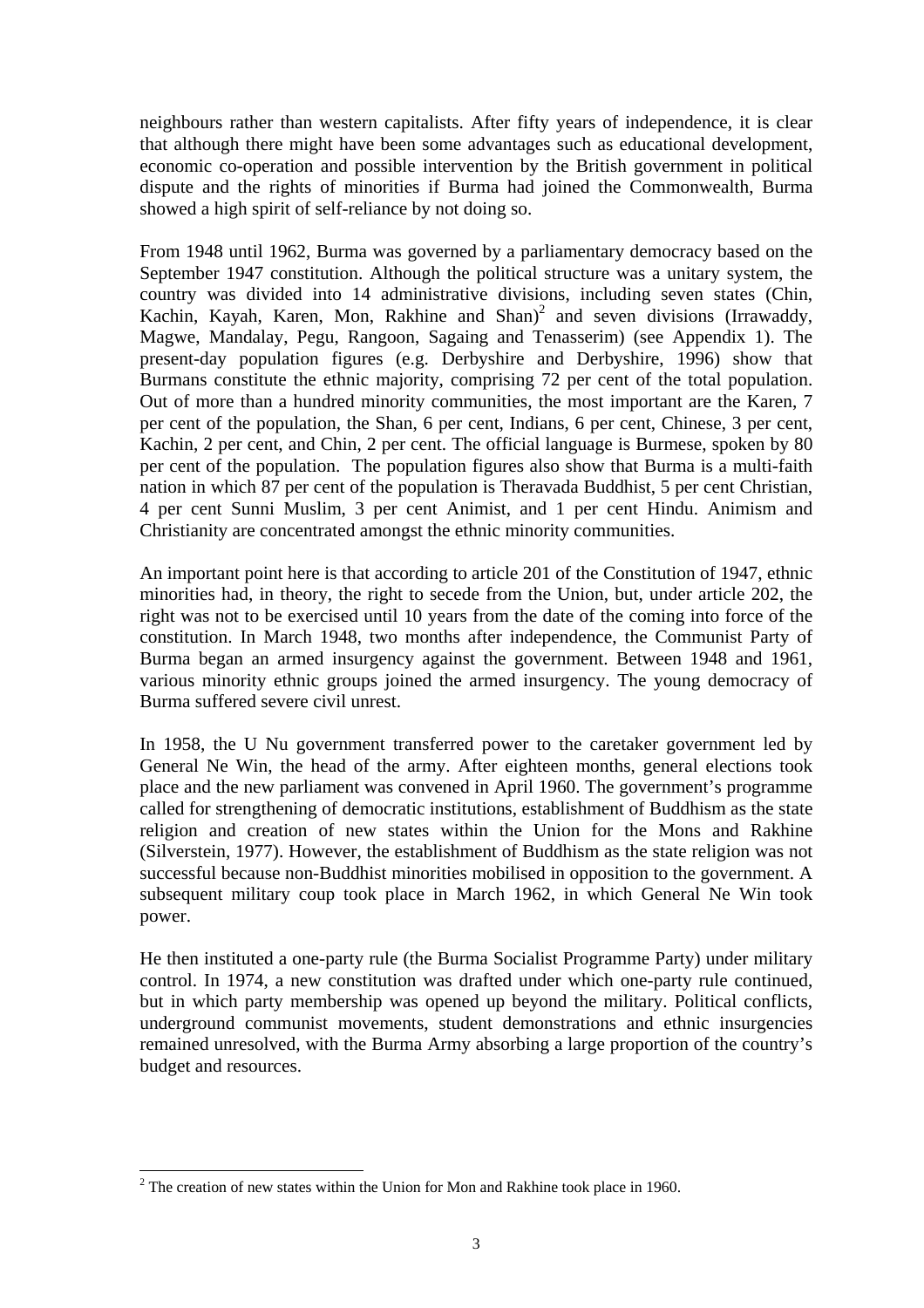neighbours rather than western capitalists. After fifty years of independence, it is clear that although there might have been some advantages such as educational development, economic co-operation and possible intervention by the British government in political dispute and the rights of minorities if Burma had joined the Commonwealth, Burma showed a high spirit of self-reliance by not doing so.

From 1948 until 1962, Burma was governed by a parliamentary democracy based on the September 1947 constitution. Although the political structure was a unitary system, the country was divided into 14 administrative divisions, including seven states (Chin, Kachin, Kayah, Karen, Mon, Rakhine and Shan)[2] and seven divisions (Irrawaddy, Magwe, Mandalay, Pegu, Rangoon, Sagaing and Tenasserim) (see Appendix 1). The present-day population figures (e.g. Derbyshire and Derbyshire, 1996) show that Burmans constitute the ethnic majority, comprising 72 per cent of the total population. Out of more than a hundred minority communities, the most important are the Karen, 7 per cent of the population, the Shan, 6 per cent, Indians, 6 per cent, Chinese, 3 per cent, Kachin, 2 per cent, and Chin, 2 per cent. The official language is Burmese, spoken by 80 per cent of the population. The population figures also show that Burma is a multi-faith nation in which 87 per cent of the population is Theravada Buddhist, 5 per cent Christian, 4 per cent Sunni Muslim, 3 per cent Animist, and 1 per cent Hindu. Animism and Christianity are concentrated amongst the ethnic minority communities.

An important point here is that according to article 201 of the Constitution of 1947, ethnic minorities had, in theory, the right to secede from the Union, but, under article 202, the right was not to be exercised until 10 years from the date of the coming into force of the constitution. In March 1948, two months after independence, the Communist Party of Burma began an armed insurgency against the government. Between 1948 and 1961, various minority ethnic groups joined the armed insurgency. The young democracy of Burma suffered severe civil unrest.

In 1958, the U Nu government transferred power to the caretaker government led by General Ne Win, the head of the army. After eighteen months, general elections took place and the new parliament was convened in April 1960. The government's programme called for strengthening of democratic institutions, establishment of Buddhism as the state religion and creation of new states within the Union for the Mons and Rakhine (Silverstein, 1977). However, the establishment of Buddhism as the state religion was not successful because non-Buddhist minorities mobilised in opposition to the government. A subsequent military coup took place in March 1962, in which General Ne Win took power.

He then instituted a one-party rule (the Burma Socialist Programme Party) under military control. In 1974, a new constitution was drafted under which one-party rule continued, but in which party membership was opened up beyond the military. Political conflicts, underground communist movements, student demonstrations and ethnic insurgencies remained unresolved, with the Burma Army absorbing a large proportion of the country's budget and resources.

---

[2] The creation of new states within the Union for Mon and Rakhine took place in 1960.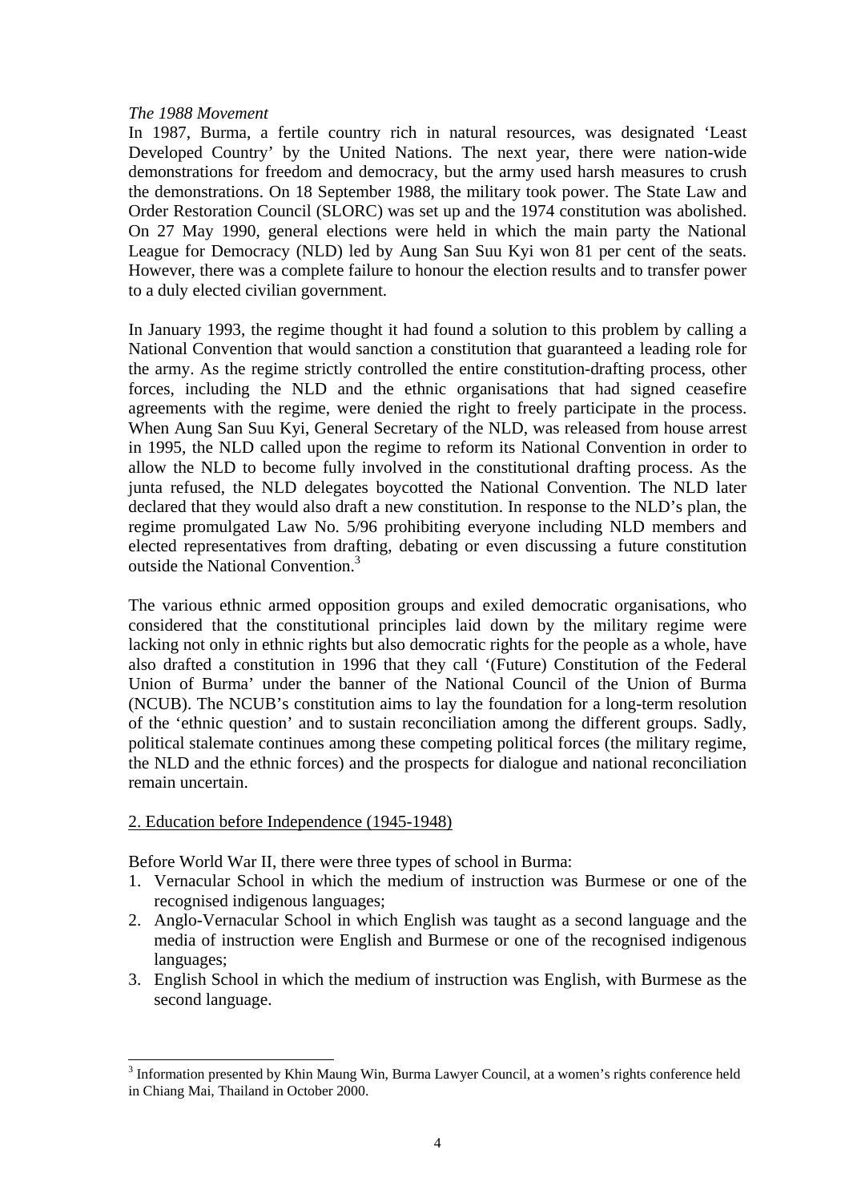*The 1988 Movement*

In 1987, Burma, a fertile country rich in natural resources, was designated 'Least Developed Country' by the United Nations. The next year, there were nation-wide demonstrations for freedom and democracy, but the army used harsh measures to crush the demonstrations. On 18 September 1988, the military took power. The State Law and Order Restoration Council (SLORC) was set up and the 1974 constitution was abolished. On 27 May 1990, general elections were held in which the main party the National League for Democracy (NLD) led by Aung San Suu Kyi won 81 per cent of the seats. However, there was a complete failure to honour the election results and to transfer power to a duly elected civilian government.

In January 1993, the regime thought it had found a solution to this problem by calling a National Convention that would sanction a constitution that guaranteed a leading role for the army. As the regime strictly controlled the entire constitution-drafting process, other forces, including the NLD and the ethnic organisations that had signed ceasefire agreements with the regime, were denied the right to freely participate in the process. When Aung San Suu Kyi, General Secretary of the NLD, was released from house arrest in 1995, the NLD called upon the regime to reform its National Convention in order to allow the NLD to become fully involved in the constitutional drafting process. As the junta refused, the NLD delegates boycotted the National Convention. The NLD later declared that they would also draft a new constitution. In response to the NLD's plan, the regime promulgated Law No. 5/96 prohibiting everyone including NLD members and elected representatives from drafting, debating or even discussing a future constitution outside the National Convention.[3]

The various ethnic armed opposition groups and exiled democratic organisations, who considered that the constitutional principles laid down by the military regime were lacking not only in ethnic rights but also democratic rights for the people as a whole, have also drafted a constitution in 1996 that they call '(Future) Constitution of the Federal Union of Burma' under the banner of the National Council of the Union of Burma (NCUB). The NCUB's constitution aims to lay the foundation for a long-term resolution of the 'ethnic question' and to sustain reconciliation among the different groups. Sadly, political stalemate continues among these competing political forces (the military regime, the NLD and the ethnic forces) and the prospects for dialogue and national reconciliation remain uncertain.

## 2. Education before Independence (1945-1948)

Before World War II, there were three types of school in Burma:

1. Vernacular School in which the medium of instruction was Burmese or one of the recognised indigenous languages;
2. Anglo-Vernacular School in which English was taught as a second language and the media of instruction were English and Burmese or one of the recognised indigenous languages;
3. English School in which the medium of instruction was English, with Burmese as the second language.

---

[3] Information presented by Khin Maung Win, Burma Lawyer Council, at a women's rights conference held in Chiang Mai, Thailand in October 2000.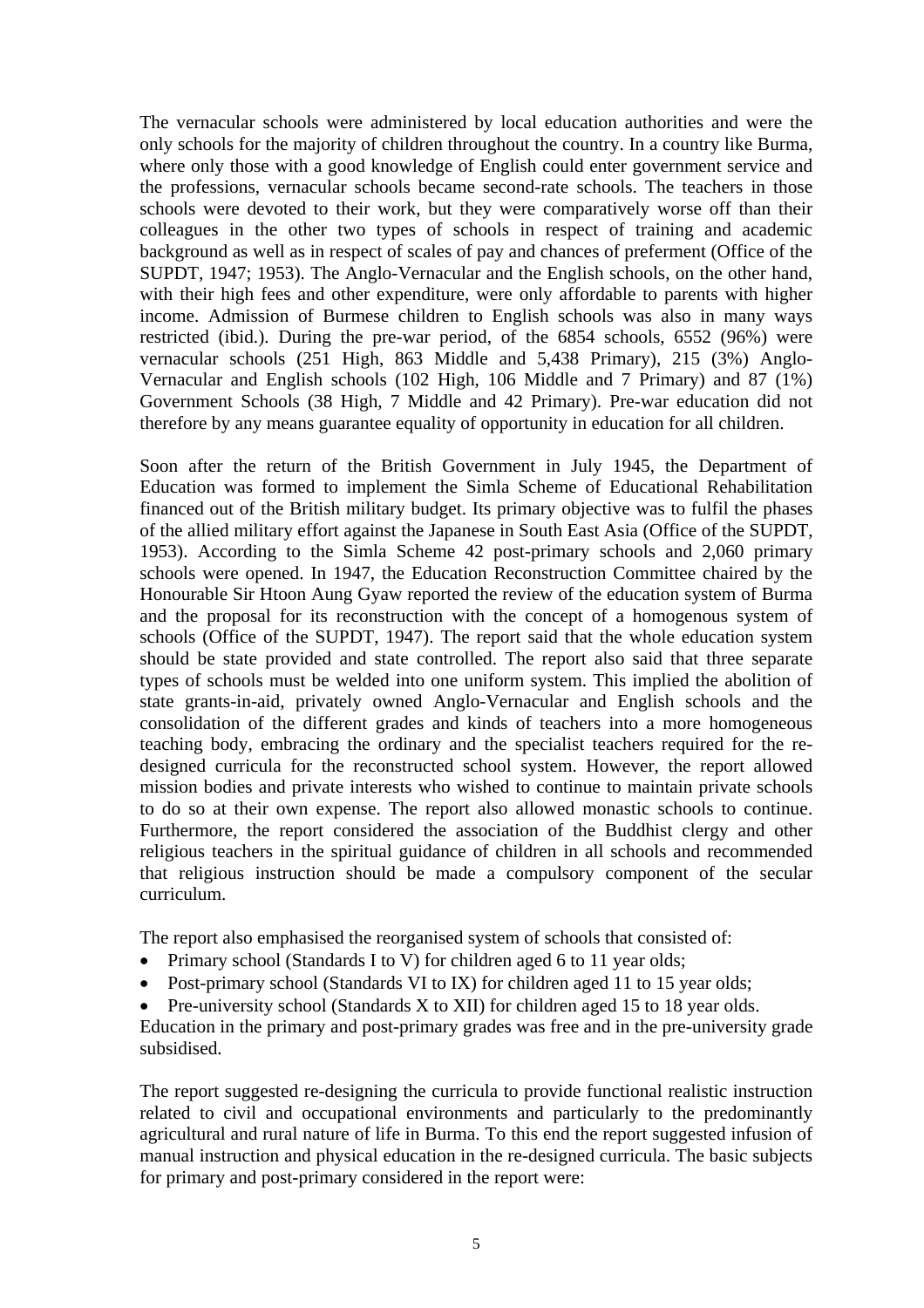The vernacular schools were administered by local education authorities and were the only schools for the majority of children throughout the country. In a country like Burma, where only those with a good knowledge of English could enter government service and the professions, vernacular schools became second-rate schools. The teachers in those schools were devoted to their work, but they were comparatively worse off than their colleagues in the other two types of schools in respect of training and academic background as well as in respect of scales of pay and chances of preferment (Office of the SUPDT, 1947; 1953). The Anglo-Vernacular and the English schools, on the other hand, with their high fees and other expenditure, were only affordable to parents with higher income. Admission of Burmese children to English schools was also in many ways restricted (ibid.). During the pre-war period, of the 6854 schools, 6552 (96%) were vernacular schools (251 High, 863 Middle and 5,438 Primary), 215 (3%) Anglo-Vernacular and English schools (102 High, 106 Middle and 7 Primary) and 87 (1%) Government Schools (38 High, 7 Middle and 42 Primary). Pre-war education did not therefore by any means guarantee equality of opportunity in education for all children.

Soon after the return of the British Government in July 1945, the Department of Education was formed to implement the Simla Scheme of Educational Rehabilitation financed out of the British military budget. Its primary objective was to fulfil the phases of the allied military effort against the Japanese in South East Asia (Office of the SUPDT, 1953). According to the Simla Scheme 42 post-primary schools and 2,060 primary schools were opened. In 1947, the Education Reconstruction Committee chaired by the Honourable Sir Htoon Aung Gyaw reported the review of the education system of Burma and the proposal for its reconstruction with the concept of a homogenous system of schools (Office of the SUPDT, 1947). The report said that the whole education system should be state provided and state controlled. The report also said that three separate types of schools must be welded into one uniform system. This implied the abolition of state grants-in-aid, privately owned Anglo-Vernacular and English schools and the consolidation of the different grades and kinds of teachers into a more homogeneous teaching body, embracing the ordinary and the specialist teachers required for the re-designed curricula for the reconstructed school system. However, the report allowed mission bodies and private interests who wished to continue to maintain private schools to do so at their own expense. The report also allowed monastic schools to continue. Furthermore, the report considered the association of the Buddhist clergy and other religious teachers in the spiritual guidance of children in all schools and recommended that religious instruction should be made a compulsory component of the secular curriculum.

The report also emphasised the reorganised system of schools that consisted of:

- Primary school (Standards I to V) for children aged 6 to 11 year olds;
- Post-primary school (Standards VI to IX) for children aged 11 to 15 year olds;
- Pre-university school (Standards X to XII) for children aged 15 to 18 year olds.

Education in the primary and post-primary grades was free and in the pre-university grade subsidised.

The report suggested re-designing the curricula to provide functional realistic instruction related to civil and occupational environments and particularly to the predominantly agricultural and rural nature of life in Burma. To this end the report suggested infusion of manual instruction and physical education in the re-designed curricula. The basic subjects for primary and post-primary considered in the report were: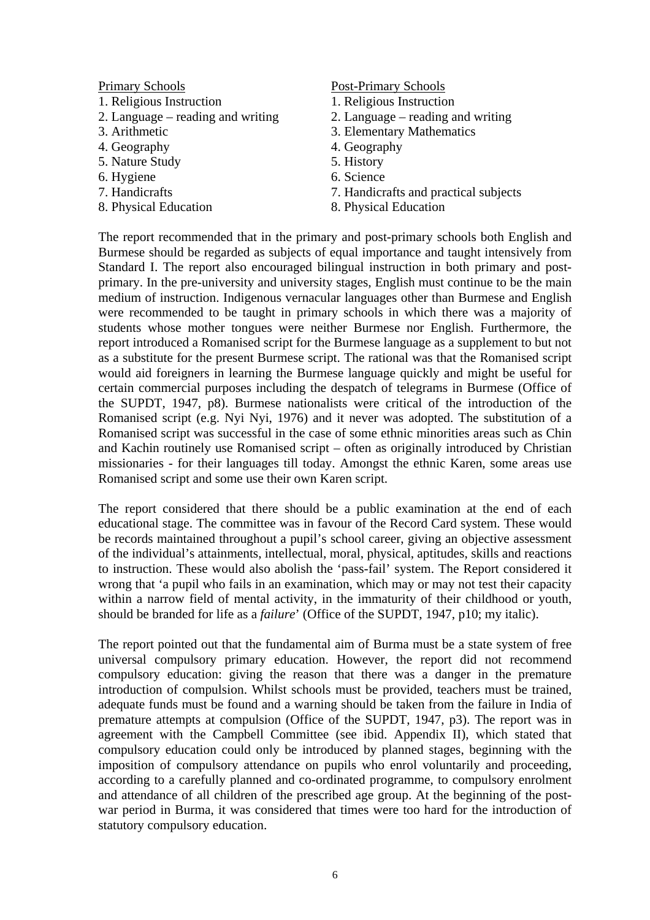| Primary Schools | Post-Primary Schools |
|---|---|
| 1. Religious Instruction | 1. Religious Instruction |
| 2. Language – reading and writing | 2. Language – reading and writing |
| 3. Arithmetic | 3. Elementary Mathematics |
| 4. Geography | 4. Geography |
| 5. Nature Study | 5. History |
| 6. Hygiene | 6. Science |
| 7. Handicrafts | 7. Handicrafts and practical subjects |
| 8. Physical Education | 8. Physical Education |

The report recommended that in the primary and post-primary schools both English and Burmese should be regarded as subjects of equal importance and taught intensively from Standard I. The report also encouraged bilingual instruction in both primary and post-primary. In the pre-university and university stages, English must continue to be the main medium of instruction. Indigenous vernacular languages other than Burmese and English were recommended to be taught in primary schools in which there was a majority of students whose mother tongues were neither Burmese nor English. Furthermore, the report introduced a Romanised script for the Burmese language as a supplement to but not as a substitute for the present Burmese script. The rational was that the Romanised script would aid foreigners in learning the Burmese language quickly and might be useful for certain commercial purposes including the despatch of telegrams in Burmese (Office of the SUPDT, 1947, p8). Burmese nationalists were critical of the introduction of the Romanised script (e.g. Nyi Nyi, 1976) and it never was adopted. The substitution of a Romanised script was successful in the case of some ethnic minorities areas such as Chin and Kachin routinely use Romanised script – often as originally introduced by Christian missionaries - for their languages till today. Amongst the ethnic Karen, some areas use Romanised script and some use their own Karen script.

The report considered that there should be a public examination at the end of each educational stage. The committee was in favour of the Record Card system. These would be records maintained throughout a pupil's school career, giving an objective assessment of the individual's attainments, intellectual, moral, physical, aptitudes, skills and reactions to instruction. These would also abolish the 'pass-fail' system. The Report considered it wrong that 'a pupil who fails in an examination, which may or may not test their capacity within a narrow field of mental activity, in the immaturity of their childhood or youth, should be branded for life as a *failure*' (Office of the SUPDT, 1947, p10; my italic).

The report pointed out that the fundamental aim of Burma must be a state system of free universal compulsory primary education. However, the report did not recommend compulsory education: giving the reason that there was a danger in the premature introduction of compulsion. Whilst schools must be provided, teachers must be trained, adequate funds must be found and a warning should be taken from the failure in India of premature attempts at compulsion (Office of the SUPDT, 1947, p3). The report was in agreement with the Campbell Committee (see ibid. Appendix II), which stated that compulsory education could only be introduced by planned stages, beginning with the imposition of compulsory attendance on pupils who enrol voluntarily and proceeding, according to a carefully planned and co-ordinated programme, to compulsory enrolment and attendance of all children of the prescribed age group. At the beginning of the post-war period in Burma, it was considered that times were too hard for the introduction of statutory compulsory education.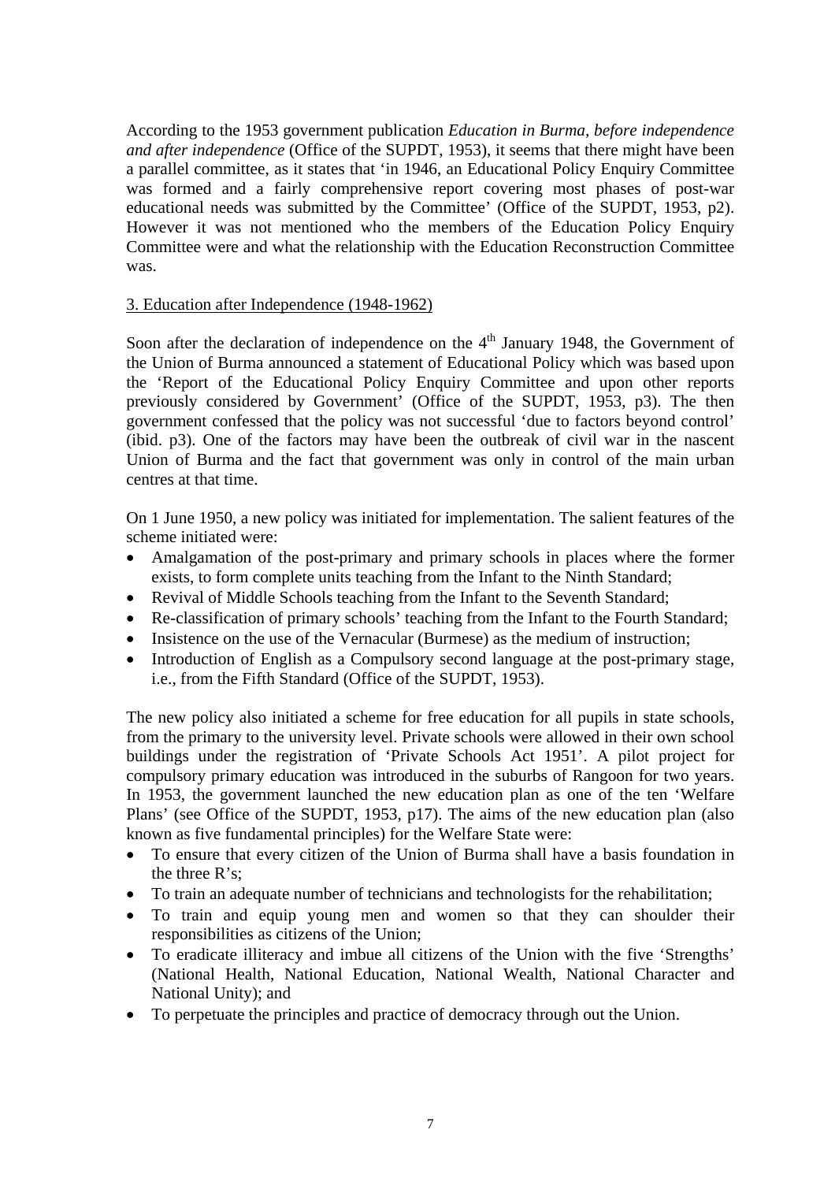According to the 1953 government publication *Education in Burma, before independence and after independence* (Office of the SUPDT, 1953), it seems that there might have been a parallel committee, as it states that 'in 1946, an Educational Policy Enquiry Committee was formed and a fairly comprehensive report covering most phases of post-war educational needs was submitted by the Committee' (Office of the SUPDT, 1953, p2). However it was not mentioned who the members of the Education Policy Enquiry Committee were and what the relationship with the Education Reconstruction Committee was.

## 3. Education after Independence (1948-1962)

Soon after the declaration of independence on the 4th January 1948, the Government of the Union of Burma announced a statement of Educational Policy which was based upon the 'Report of the Educational Policy Enquiry Committee and upon other reports previously considered by Government' (Office of the SUPDT, 1953, p3). The then government confessed that the policy was not successful 'due to factors beyond control' (ibid. p3). One of the factors may have been the outbreak of civil war in the nascent Union of Burma and the fact that government was only in control of the main urban centres at that time.

On 1 June 1950, a new policy was initiated for implementation. The salient features of the scheme initiated were:

- Amalgamation of the post-primary and primary schools in places where the former exists, to form complete units teaching from the Infant to the Ninth Standard;
- Revival of Middle Schools teaching from the Infant to the Seventh Standard;
- Re-classification of primary schools' teaching from the Infant to the Fourth Standard;
- Insistence on the use of the Vernacular (Burmese) as the medium of instruction;
- Introduction of English as a Compulsory second language at the post-primary stage, i.e., from the Fifth Standard (Office of the SUPDT, 1953).

The new policy also initiated a scheme for free education for all pupils in state schools, from the primary to the university level. Private schools were allowed in their own school buildings under the registration of 'Private Schools Act 1951'. A pilot project for compulsory primary education was introduced in the suburbs of Rangoon for two years. In 1953, the government launched the new education plan as one of the ten 'Welfare Plans' (see Office of the SUPDT, 1953, p17). The aims of the new education plan (also known as five fundamental principles) for the Welfare State were:

- To ensure that every citizen of the Union of Burma shall have a basis foundation in the three R's;
- To train an adequate number of technicians and technologists for the rehabilitation;
- To train and equip young men and women so that they can shoulder their responsibilities as citizens of the Union;
- To eradicate illiteracy and imbue all citizens of the Union with the five 'Strengths' (National Health, National Education, National Wealth, National Character and National Unity); and
- To perpetuate the principles and practice of democracy through out the Union.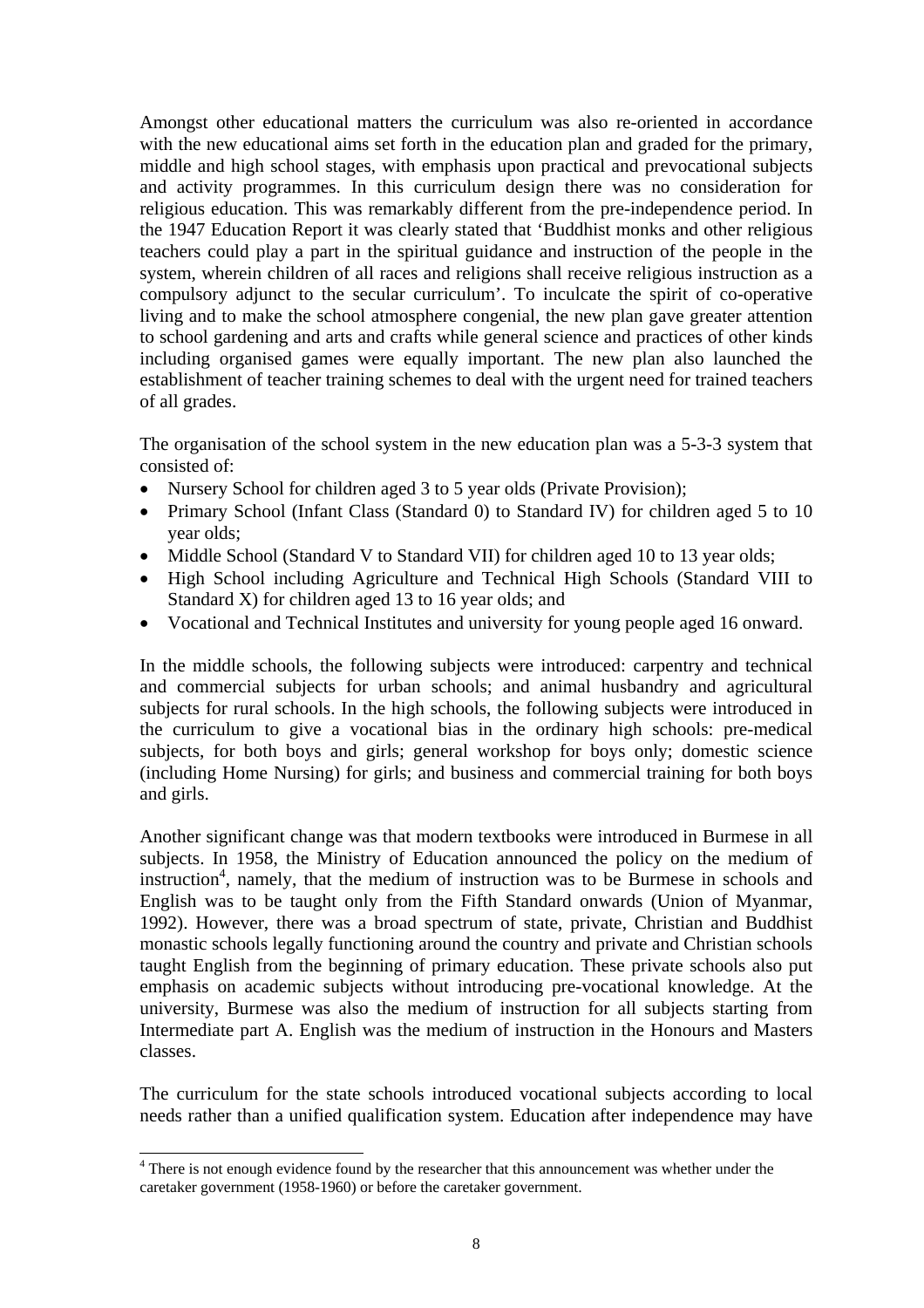Amongst other educational matters the curriculum was also re-oriented in accordance with the new educational aims set forth in the education plan and graded for the primary, middle and high school stages, with emphasis upon practical and prevocational subjects and activity programmes. In this curriculum design there was no consideration for religious education. This was remarkably different from the pre-independence period. In the 1947 Education Report it was clearly stated that 'Buddhist monks and other religious teachers could play a part in the spiritual guidance and instruction of the people in the system, wherein children of all races and religions shall receive religious instruction as a compulsory adjunct to the secular curriculum'. To inculcate the spirit of co-operative living and to make the school atmosphere congenial, the new plan gave greater attention to school gardening and arts and crafts while general science and practices of other kinds including organised games were equally important. The new plan also launched the establishment of teacher training schemes to deal with the urgent need for trained teachers of all grades.

The organisation of the school system in the new education plan was a 5-3-3 system that consisted of:

- Nursery School for children aged 3 to 5 year olds (Private Provision);
- Primary School (Infant Class (Standard 0) to Standard IV) for children aged 5 to 10 year olds;
- Middle School (Standard V to Standard VII) for children aged 10 to 13 year olds;
- High School including Agriculture and Technical High Schools (Standard VIII to Standard X) for children aged 13 to 16 year olds; and
- Vocational and Technical Institutes and university for young people aged 16 onward.

In the middle schools, the following subjects were introduced: carpentry and technical and commercial subjects for urban schools; and animal husbandry and agricultural subjects for rural schools. In the high schools, the following subjects were introduced in the curriculum to give a vocational bias in the ordinary high schools: pre-medical subjects, for both boys and girls; general workshop for boys only; domestic science (including Home Nursing) for girls; and business and commercial training for both boys and girls.

Another significant change was that modern textbooks were introduced in Burmese in all subjects. In 1958, the Ministry of Education announced the policy on the medium of instruction[4], namely, that the medium of instruction was to be Burmese in schools and English was to be taught only from the Fifth Standard onwards (Union of Myanmar, 1992). However, there was a broad spectrum of state, private, Christian and Buddhist monastic schools legally functioning around the country and private and Christian schools taught English from the beginning of primary education. These private schools also put emphasis on academic subjects without introducing pre-vocational knowledge. At the university, Burmese was also the medium of instruction for all subjects starting from Intermediate part A. English was the medium of instruction in the Honours and Masters classes.

The curriculum for the state schools introduced vocational subjects according to local needs rather than a unified qualification system. Education after independence may have

[4] There is not enough evidence found by the researcher that this announcement was whether under the caretaker government (1958-1960) or before the caretaker government.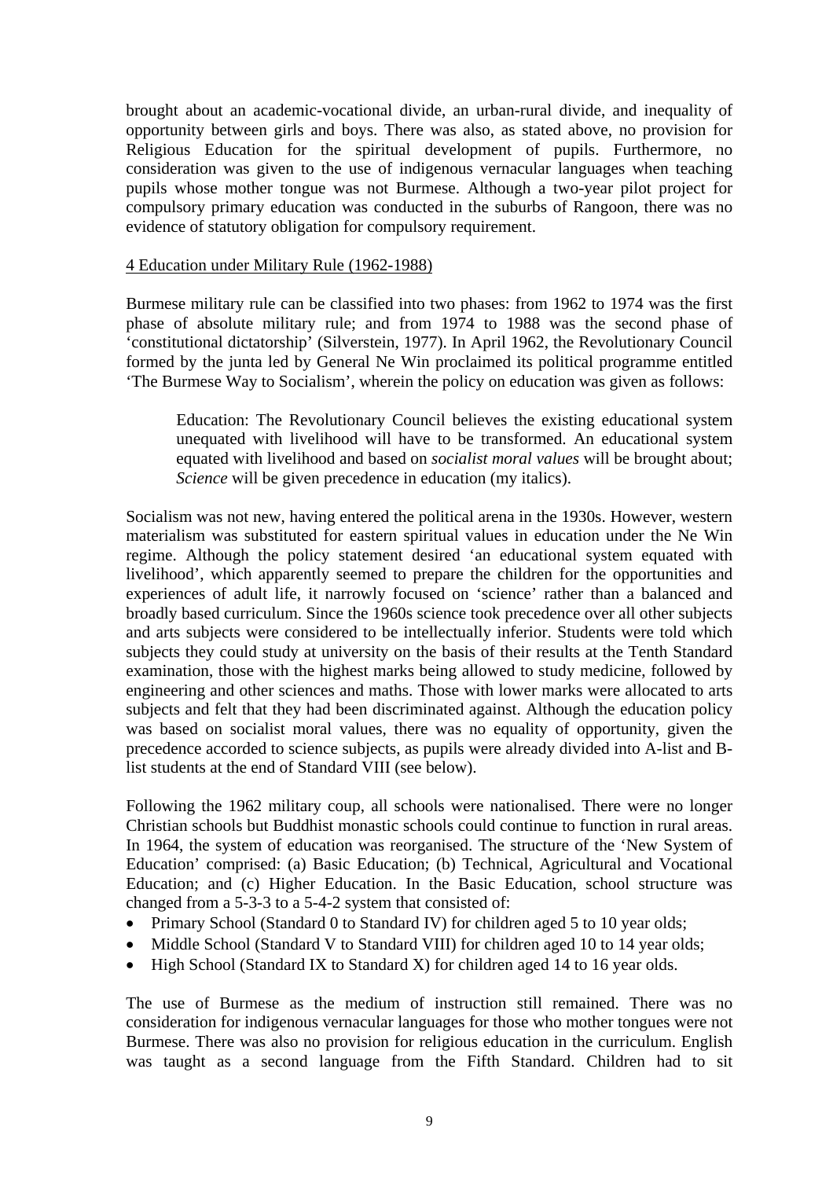brought about an academic-vocational divide, an urban-rural divide, and inequality of opportunity between girls and boys. There was also, as stated above, no provision for Religious Education for the spiritual development of pupils. Furthermore, no consideration was given to the use of indigenous vernacular languages when teaching pupils whose mother tongue was not Burmese. Although a two-year pilot project for compulsory primary education was conducted in the suburbs of Rangoon, there was no evidence of statutory obligation for compulsory requirement.

## 4 Education under Military Rule (1962-1988)

Burmese military rule can be classified into two phases: from 1962 to 1974 was the first phase of absolute military rule; and from 1974 to 1988 was the second phase of 'constitutional dictatorship' (Silverstein, 1977). In April 1962, the Revolutionary Council formed by the junta led by General Ne Win proclaimed its political programme entitled 'The Burmese Way to Socialism', wherein the policy on education was given as follows:

> Education: The Revolutionary Council believes the existing educational system unequated with livelihood will have to be transformed. An educational system equated with livelihood and based on *socialist moral values* will be brought about; *Science* will be given precedence in education (my italics).

Socialism was not new, having entered the political arena in the 1930s. However, western materialism was substituted for eastern spiritual values in education under the Ne Win regime. Although the policy statement desired 'an educational system equated with livelihood', which apparently seemed to prepare the children for the opportunities and experiences of adult life, it narrowly focused on 'science' rather than a balanced and broadly based curriculum. Since the 1960s science took precedence over all other subjects and arts subjects were considered to be intellectually inferior. Students were told which subjects they could study at university on the basis of their results at the Tenth Standard examination, those with the highest marks being allowed to study medicine, followed by engineering and other sciences and maths. Those with lower marks were allocated to arts subjects and felt that they had been discriminated against. Although the education policy was based on socialist moral values, there was no equality of opportunity, given the precedence accorded to science subjects, as pupils were already divided into A-list and B-list students at the end of Standard VIII (see below).

Following the 1962 military coup, all schools were nationalised. There were no longer Christian schools but Buddhist monastic schools could continue to function in rural areas. In 1964, the system of education was reorganised. The structure of the 'New System of Education' comprised: (a) Basic Education; (b) Technical, Agricultural and Vocational Education; and (c) Higher Education. In the Basic Education, school structure was changed from a 5-3-3 to a 5-4-2 system that consisted of:

- Primary School (Standard 0 to Standard IV) for children aged 5 to 10 year olds;
- Middle School (Standard V to Standard VIII) for children aged 10 to 14 year olds;
- High School (Standard IX to Standard X) for children aged 14 to 16 year olds.

The use of Burmese as the medium of instruction still remained. There was no consideration for indigenous vernacular languages for those who mother tongues were not Burmese. There was also no provision for religious education in the curriculum. English was taught as a second language from the Fifth Standard. Children had to sit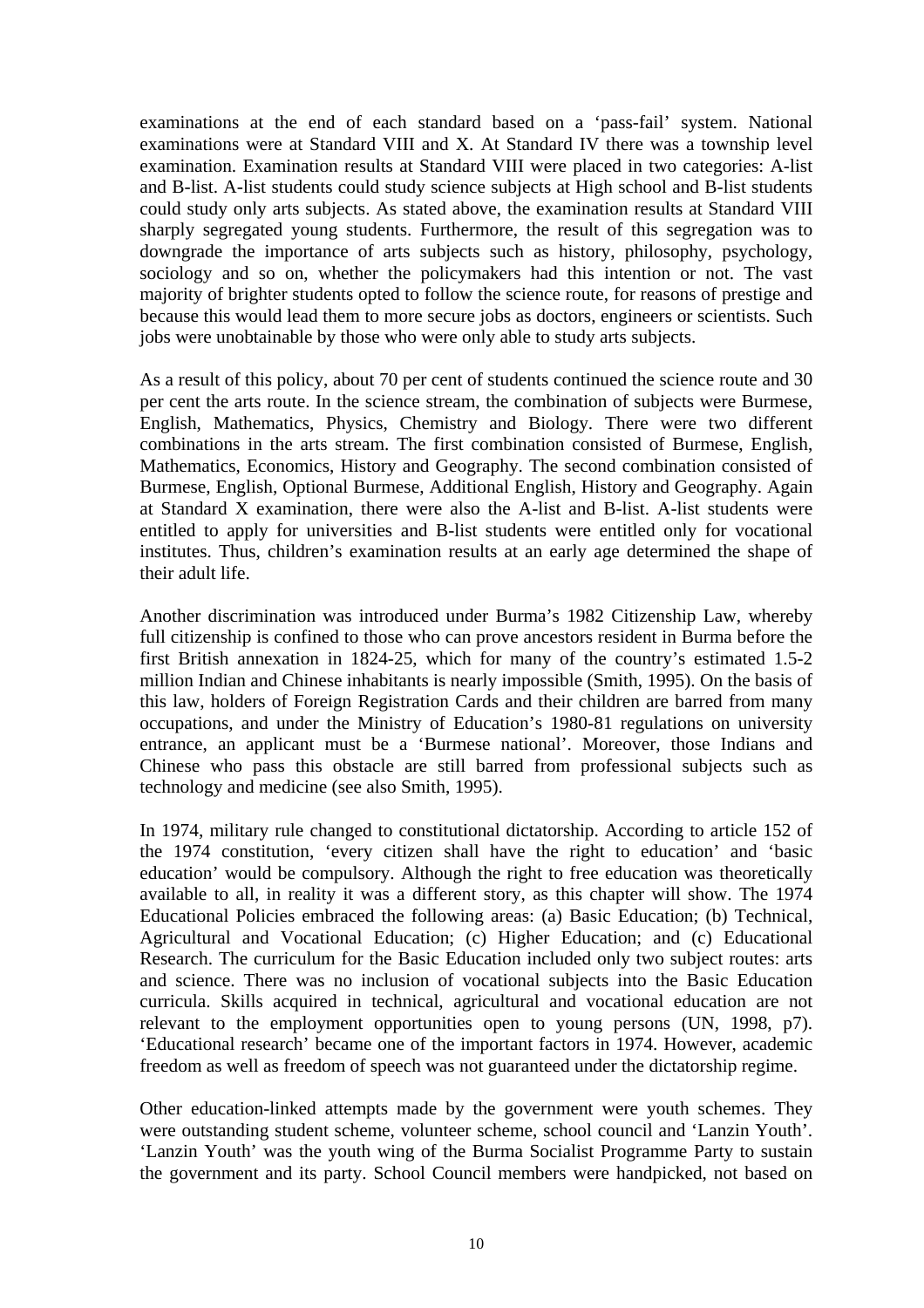examinations at the end of each standard based on a 'pass-fail' system. National examinations were at Standard VIII and X. At Standard IV there was a township level examination. Examination results at Standard VIII were placed in two categories: A-list and B-list. A-list students could study science subjects at High school and B-list students could study only arts subjects. As stated above, the examination results at Standard VIII sharply segregated young students. Furthermore, the result of this segregation was to downgrade the importance of arts subjects such as history, philosophy, psychology, sociology and so on, whether the policymakers had this intention or not. The vast majority of brighter students opted to follow the science route, for reasons of prestige and because this would lead them to more secure jobs as doctors, engineers or scientists. Such jobs were unobtainable by those who were only able to study arts subjects.

As a result of this policy, about 70 per cent of students continued the science route and 30 per cent the arts route. In the science stream, the combination of subjects were Burmese, English, Mathematics, Physics, Chemistry and Biology. There were two different combinations in the arts stream. The first combination consisted of Burmese, English, Mathematics, Economics, History and Geography. The second combination consisted of Burmese, English, Optional Burmese, Additional English, History and Geography. Again at Standard X examination, there were also the A-list and B-list. A-list students were entitled to apply for universities and B-list students were entitled only for vocational institutes. Thus, children's examination results at an early age determined the shape of their adult life.

Another discrimination was introduced under Burma's 1982 Citizenship Law, whereby full citizenship is confined to those who can prove ancestors resident in Burma before the first British annexation in 1824-25, which for many of the country's estimated 1.5-2 million Indian and Chinese inhabitants is nearly impossible (Smith, 1995). On the basis of this law, holders of Foreign Registration Cards and their children are barred from many occupations, and under the Ministry of Education's 1980-81 regulations on university entrance, an applicant must be a 'Burmese national'. Moreover, those Indians and Chinese who pass this obstacle are still barred from professional subjects such as technology and medicine (see also Smith, 1995).

In 1974, military rule changed to constitutional dictatorship. According to article 152 of the 1974 constitution, 'every citizen shall have the right to education' and 'basic education' would be compulsory. Although the right to free education was theoretically available to all, in reality it was a different story, as this chapter will show. The 1974 Educational Policies embraced the following areas: (a) Basic Education; (b) Technical, Agricultural and Vocational Education; (c) Higher Education; and (c) Educational Research. The curriculum for the Basic Education included only two subject routes: arts and science. There was no inclusion of vocational subjects into the Basic Education curricula. Skills acquired in technical, agricultural and vocational education are not relevant to the employment opportunities open to young persons (UN, 1998, p7). 'Educational research' became one of the important factors in 1974. However, academic freedom as well as freedom of speech was not guaranteed under the dictatorship regime.

Other education-linked attempts made by the government were youth schemes. They were outstanding student scheme, volunteer scheme, school council and 'Lanzin Youth'. 'Lanzin Youth' was the youth wing of the Burma Socialist Programme Party to sustain the government and its party. School Council members were handpicked, not based on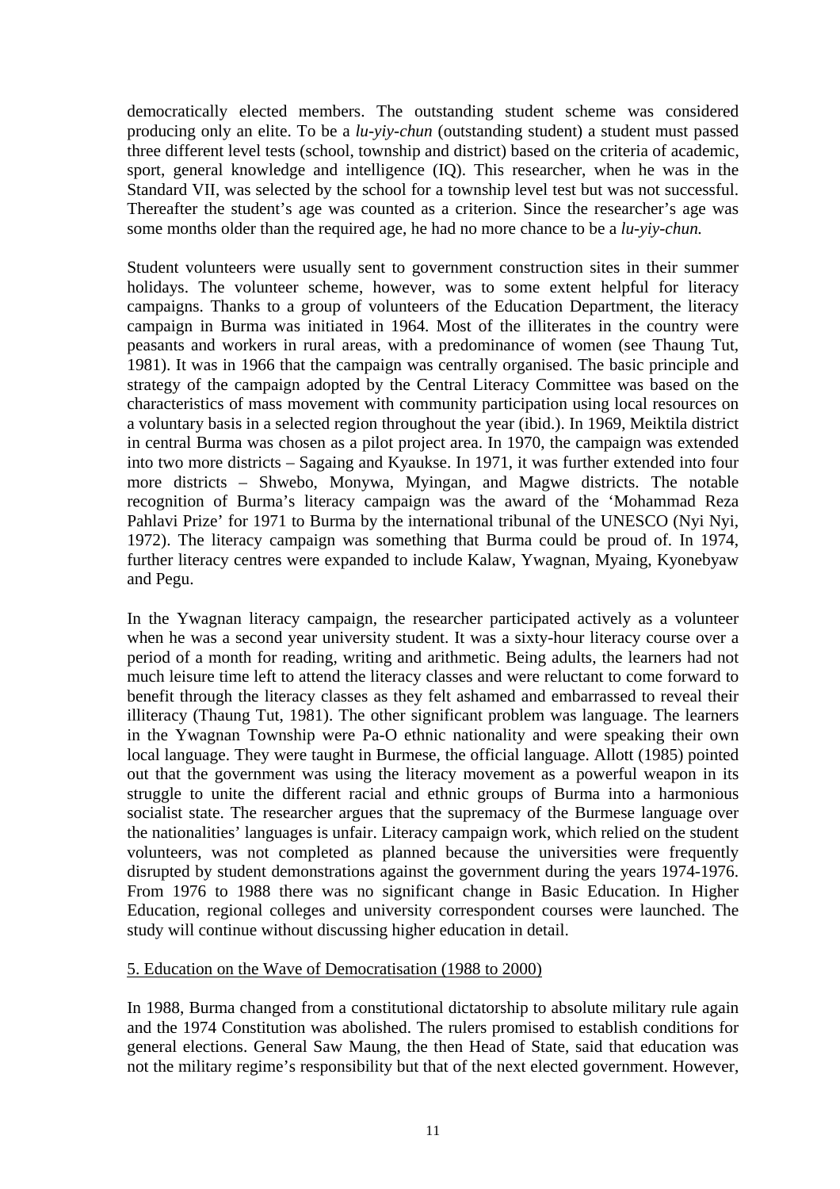democratically elected members. The outstanding student scheme was considered producing only an elite. To be a *lu-yiy-chun* (outstanding student) a student must passed three different level tests (school, township and district) based on the criteria of academic, sport, general knowledge and intelligence (IQ). This researcher, when he was in the Standard VII, was selected by the school for a township level test but was not successful. Thereafter the student's age was counted as a criterion. Since the researcher's age was some months older than the required age, he had no more chance to be a *lu-yiy-chun.*

Student volunteers were usually sent to government construction sites in their summer holidays. The volunteer scheme, however, was to some extent helpful for literacy campaigns. Thanks to a group of volunteers of the Education Department, the literacy campaign in Burma was initiated in 1964. Most of the illiterates in the country were peasants and workers in rural areas, with a predominance of women (see Thaung Tut, 1981). It was in 1966 that the campaign was centrally organised. The basic principle and strategy of the campaign adopted by the Central Literacy Committee was based on the characteristics of mass movement with community participation using local resources on a voluntary basis in a selected region throughout the year (ibid.). In 1969, Meiktila district in central Burma was chosen as a pilot project area. In 1970, the campaign was extended into two more districts – Sagaing and Kyaukse. In 1971, it was further extended into four more districts – Shwebo, Monywa, Myingan, and Magwe districts. The notable recognition of Burma's literacy campaign was the award of the 'Mohammad Reza Pahlavi Prize' for 1971 to Burma by the international tribunal of the UNESCO (Nyi Nyi, 1972). The literacy campaign was something that Burma could be proud of. In 1974, further literacy centres were expanded to include Kalaw, Ywagnan, Myaing, Kyonebyaw and Pegu.

In the Ywagnan literacy campaign, the researcher participated actively as a volunteer when he was a second year university student. It was a sixty-hour literacy course over a period of a month for reading, writing and arithmetic. Being adults, the learners had not much leisure time left to attend the literacy classes and were reluctant to come forward to benefit through the literacy classes as they felt ashamed and embarrassed to reveal their illiteracy (Thaung Tut, 1981). The other significant problem was language. The learners in the Ywagnan Township were Pa-O ethnic nationality and were speaking their own local language. They were taught in Burmese, the official language. Allott (1985) pointed out that the government was using the literacy movement as a powerful weapon in its struggle to unite the different racial and ethnic groups of Burma into a harmonious socialist state. The researcher argues that the supremacy of the Burmese language over the nationalities' languages is unfair. Literacy campaign work, which relied on the student volunteers, was not completed as planned because the universities were frequently disrupted by student demonstrations against the government during the years 1974-1976. From 1976 to 1988 there was no significant change in Basic Education. In Higher Education, regional colleges and university correspondent courses were launched. The study will continue without discussing higher education in detail.

## 5. Education on the Wave of Democratisation (1988 to 2000)

In 1988, Burma changed from a constitutional dictatorship to absolute military rule again and the 1974 Constitution was abolished. The rulers promised to establish conditions for general elections. General Saw Maung, the then Head of State, said that education was not the military regime's responsibility but that of the next elected government. However,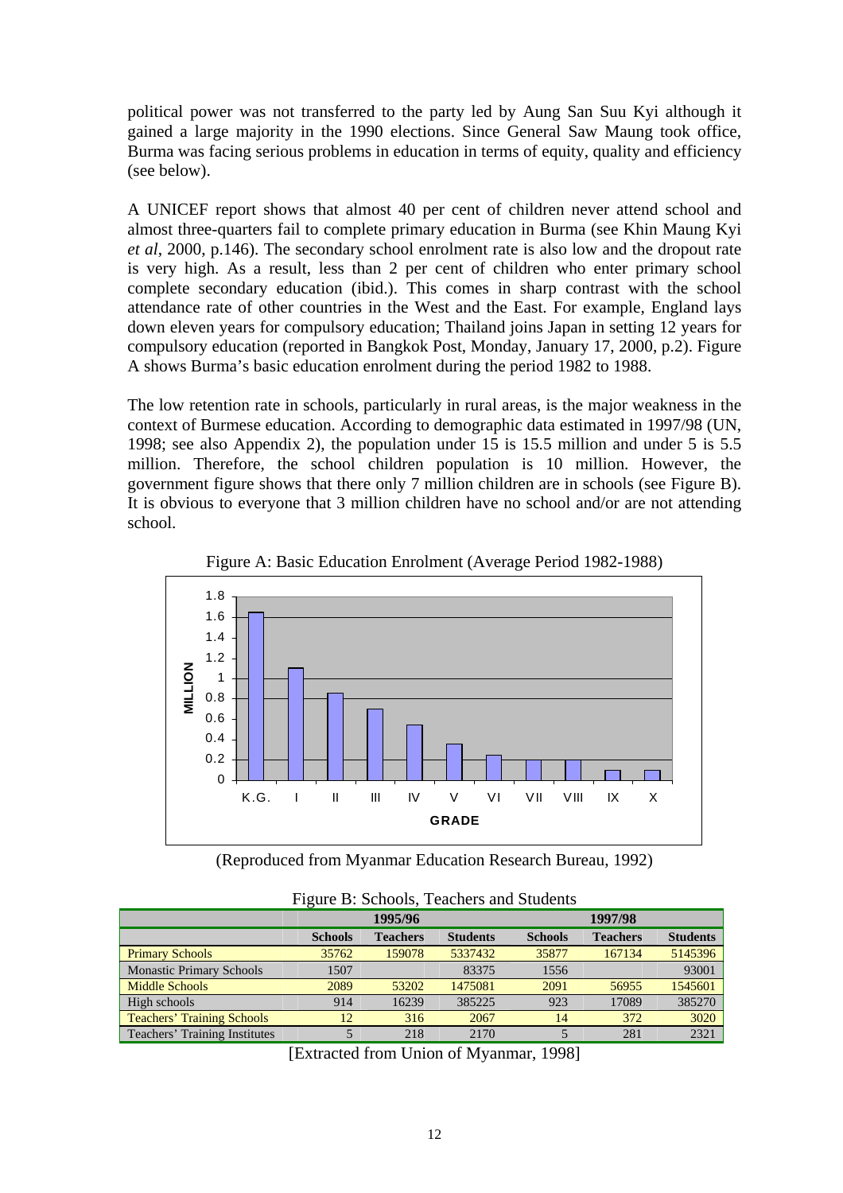political power was not transferred to the party led by Aung San Suu Kyi although it gained a large majority in the 1990 elections. Since General Saw Maung took office, Burma was facing serious problems in education in terms of equity, quality and efficiency (see below).

A UNICEF report shows that almost 40 per cent of children never attend school and almost three-quarters fail to complete primary education in Burma (see Khin Maung Kyi *et al*, 2000, p.146). The secondary school enrolment rate is also low and the dropout rate is very high. As a result, less than 2 per cent of children who enter primary school complete secondary education (ibid.). This comes in sharp contrast with the school attendance rate of other countries in the West and the East. For example, England lays down eleven years for compulsory education; Thailand joins Japan in setting 12 years for compulsory education (reported in Bangkok Post, Monday, January 17, 2000, p.2). Figure A shows Burma's basic education enrolment during the period 1982 to 1988.

The low retention rate in schools, particularly in rural areas, is the major weakness in the context of Burmese education. According to demographic data estimated in 1997/98 (UN, 1998; see also Appendix 2), the population under 15 is 15.5 million and under 5 is 5.5 million. Therefore, the school children population is 10 million. However, the government figure shows that there only 7 million children are in schools (see Figure B). It is obvious to everyone that 3 million children have no school and/or are not attending school.

Figure A: Basic Education Enrolment (Average Period 1982-1988)

| GRADE | MILLION |
|---|---|
| K.G. | 1.65 |
| I | 1.1 |
| II | 0.85 |
| III | 0.7 |
| IV | 0.55 |
| V | 0.35 |
| VI | 0.25 |
| VII | 0.2 |
| VIII | 0.2 |
| IX | 0.1 |
| X | 0.1 |

(Reproduced from Myanmar Education Research Bureau, 1992)

Figure B: Schools, Teachers and Students

| | 1995/96 | | | 1997/98 | | |
|---|---|---|---|---|---|---|
| | **Schools** | **Teachers** | **Students** | **Schools** | **Teachers** | **Students** |
| Primary Schools | 35762 | 159078 | 5337432 | 35877 | 167134 | 5145396 |
| Monastic Primary Schools | 1507 | | 83375 | 1556 | | 93001 |
| Middle Schools | 2089 | 53202 | 1475081 | 2091 | 56955 | 1545601 |
| High schools | 914 | 16239 | 385225 | 923 | 17089 | 385270 |
| Teachers' Training Schools | 12 | 316 | 2067 | 14 | 372 | 3020 |
| Teachers' Training Institutes | 5 | 218 | 2170 | 5 | 281 | 2321 |

[Extracted from Union of Myanmar, 1998]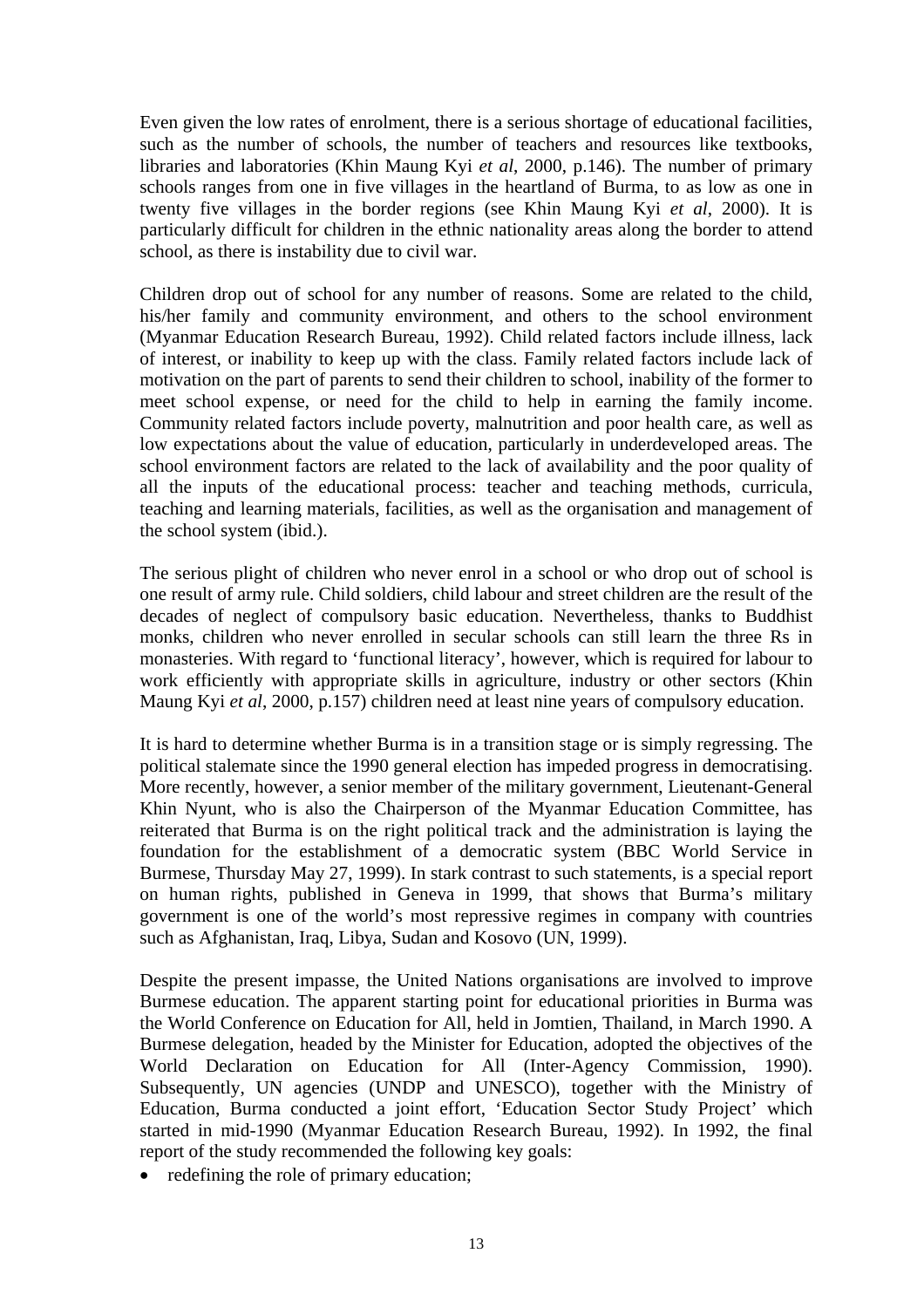Even given the low rates of enrolment, there is a serious shortage of educational facilities, such as the number of schools, the number of teachers and resources like textbooks, libraries and laboratories (Khin Maung Kyi *et al*, 2000, p.146). The number of primary schools ranges from one in five villages in the heartland of Burma, to as low as one in twenty five villages in the border regions (see Khin Maung Kyi *et al*, 2000). It is particularly difficult for children in the ethnic nationality areas along the border to attend school, as there is instability due to civil war.

Children drop out of school for any number of reasons. Some are related to the child, his/her family and community environment, and others to the school environment (Myanmar Education Research Bureau, 1992). Child related factors include illness, lack of interest, or inability to keep up with the class. Family related factors include lack of motivation on the part of parents to send their children to school, inability of the former to meet school expense, or need for the child to help in earning the family income. Community related factors include poverty, malnutrition and poor health care, as well as low expectations about the value of education, particularly in underdeveloped areas. The school environment factors are related to the lack of availability and the poor quality of all the inputs of the educational process: teacher and teaching methods, curricula, teaching and learning materials, facilities, as well as the organisation and management of the school system (ibid.).

The serious plight of children who never enrol in a school or who drop out of school is one result of army rule. Child soldiers, child labour and street children are the result of the decades of neglect of compulsory basic education. Nevertheless, thanks to Buddhist monks, children who never enrolled in secular schools can still learn the three Rs in monasteries. With regard to 'functional literacy', however, which is required for labour to work efficiently with appropriate skills in agriculture, industry or other sectors (Khin Maung Kyi *et al*, 2000, p.157) children need at least nine years of compulsory education.

It is hard to determine whether Burma is in a transition stage or is simply regressing. The political stalemate since the 1990 general election has impeded progress in democratising. More recently, however, a senior member of the military government, Lieutenant-General Khin Nyunt, who is also the Chairperson of the Myanmar Education Committee, has reiterated that Burma is on the right political track and the administration is laying the foundation for the establishment of a democratic system (BBC World Service in Burmese, Thursday May 27, 1999). In stark contrast to such statements, is a special report on human rights, published in Geneva in 1999, that shows that Burma's military government is one of the world's most repressive regimes in company with countries such as Afghanistan, Iraq, Libya, Sudan and Kosovo (UN, 1999).

Despite the present impasse, the United Nations organisations are involved to improve Burmese education. The apparent starting point for educational priorities in Burma was the World Conference on Education for All, held in Jomtien, Thailand, in March 1990. A Burmese delegation, headed by the Minister for Education, adopted the objectives of the World Declaration on Education for All (Inter-Agency Commission, 1990). Subsequently, UN agencies (UNDP and UNESCO), together with the Ministry of Education, Burma conducted a joint effort, 'Education Sector Study Project' which started in mid-1990 (Myanmar Education Research Bureau, 1992). In 1992, the final report of the study recommended the following key goals:

- redefining the role of primary education;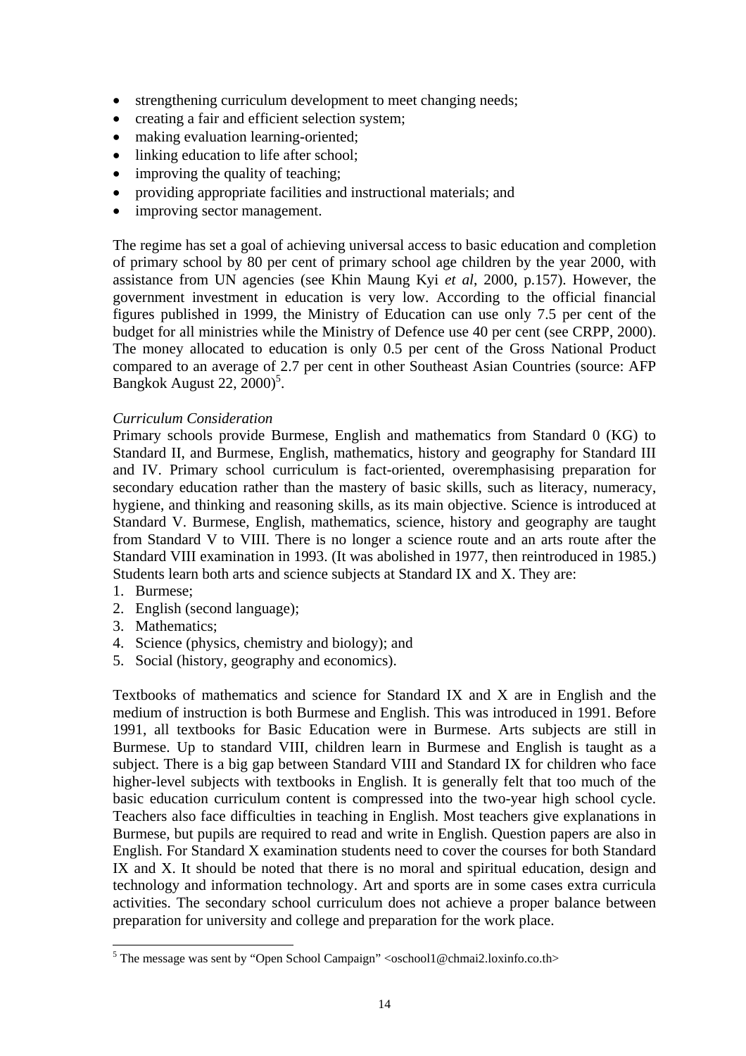- strengthening curriculum development to meet changing needs;
- creating a fair and efficient selection system;
- making evaluation learning-oriented;
- linking education to life after school;
- improving the quality of teaching;
- providing appropriate facilities and instructional materials; and
- improving sector management.

The regime has set a goal of achieving universal access to basic education and completion of primary school by 80 per cent of primary school age children by the year 2000, with assistance from UN agencies (see Khin Maung Kyi *et al*, 2000, p.157). However, the government investment in education is very low. According to the official financial figures published in 1999, the Ministry of Education can use only 7.5 per cent of the budget for all ministries while the Ministry of Defence use 40 per cent (see CRPP, 2000). The money allocated to education is only 0.5 per cent of the Gross National Product compared to an average of 2.7 per cent in other Southeast Asian Countries (source: AFP Bangkok August 22, 2000)[5].

*Curriculum Consideration*

Primary schools provide Burmese, English and mathematics from Standard 0 (KG) to Standard II, and Burmese, English, mathematics, history and geography for Standard III and IV. Primary school curriculum is fact-oriented, overemphasising preparation for secondary education rather than the mastery of basic skills, such as literacy, numeracy, hygiene, and thinking and reasoning skills, as its main objective. Science is introduced at Standard V. Burmese, English, mathematics, science, history and geography are taught from Standard V to VIII. There is no longer a science route and an arts route after the Standard VIII examination in 1993. (It was abolished in 1977, then reintroduced in 1985.) Students learn both arts and science subjects at Standard IX and X. They are:

1. Burmese;
2. English (second language);
3. Mathematics;
4. Science (physics, chemistry and biology); and
5. Social (history, geography and economics).

Textbooks of mathematics and science for Standard IX and X are in English and the medium of instruction is both Burmese and English. This was introduced in 1991. Before 1991, all textbooks for Basic Education were in Burmese. Arts subjects are still in Burmese. Up to standard VIII, children learn in Burmese and English is taught as a subject. There is a big gap between Standard VIII and Standard IX for children who face higher-level subjects with textbooks in English. It is generally felt that too much of the basic education curriculum content is compressed into the two-year high school cycle. Teachers also face difficulties in teaching in English. Most teachers give explanations in Burmese, but pupils are required to read and write in English. Question papers are also in English. For Standard X examination students need to cover the courses for both Standard IX and X. It should be noted that there is no moral and spiritual education, design and technology and information technology. Art and sports are in some cases extra curricula activities. The secondary school curriculum does not achieve a proper balance between preparation for university and college and preparation for the work place.

---

[5] The message was sent by "Open School Campaign" <oschool1@chmai2.loxinfo.co.th>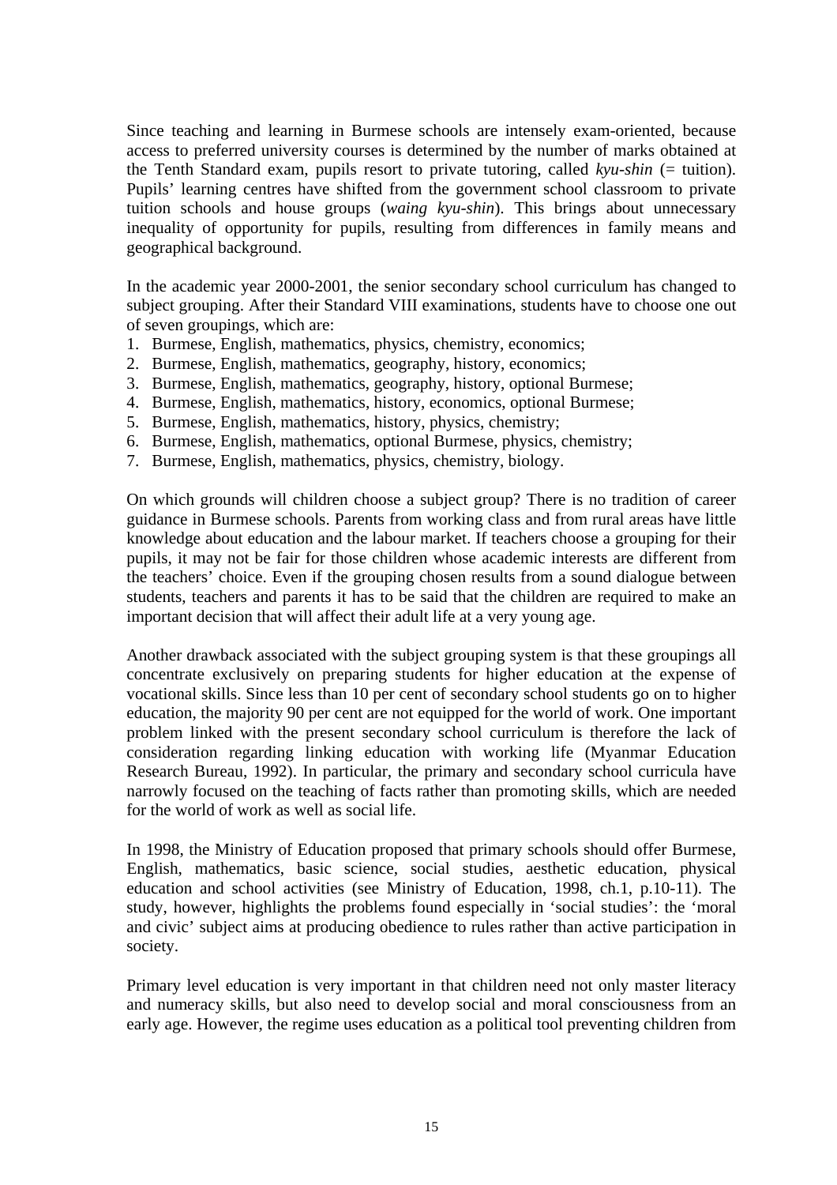Since teaching and learning in Burmese schools are intensely exam-oriented, because access to preferred university courses is determined by the number of marks obtained at the Tenth Standard exam, pupils resort to private tutoring, called *kyu-shin* (= tuition). Pupils' learning centres have shifted from the government school classroom to private tuition schools and house groups (*waing kyu-shin*). This brings about unnecessary inequality of opportunity for pupils, resulting from differences in family means and geographical background.

In the academic year 2000-2001, the senior secondary school curriculum has changed to subject grouping. After their Standard VIII examinations, students have to choose one out of seven groupings, which are:

1. Burmese, English, mathematics, physics, chemistry, economics;
2. Burmese, English, mathematics, geography, history, economics;
3. Burmese, English, mathematics, geography, history, optional Burmese;
4. Burmese, English, mathematics, history, economics, optional Burmese;
5. Burmese, English, mathematics, history, physics, chemistry;
6. Burmese, English, mathematics, optional Burmese, physics, chemistry;
7. Burmese, English, mathematics, physics, chemistry, biology.

On which grounds will children choose a subject group? There is no tradition of career guidance in Burmese schools. Parents from working class and from rural areas have little knowledge about education and the labour market. If teachers choose a grouping for their pupils, it may not be fair for those children whose academic interests are different from the teachers' choice. Even if the grouping chosen results from a sound dialogue between students, teachers and parents it has to be said that the children are required to make an important decision that will affect their adult life at a very young age.

Another drawback associated with the subject grouping system is that these groupings all concentrate exclusively on preparing students for higher education at the expense of vocational skills. Since less than 10 per cent of secondary school students go on to higher education, the majority 90 per cent are not equipped for the world of work. One important problem linked with the present secondary school curriculum is therefore the lack of consideration regarding linking education with working life (Myanmar Education Research Bureau, 1992). In particular, the primary and secondary school curricula have narrowly focused on the teaching of facts rather than promoting skills, which are needed for the world of work as well as social life.

In 1998, the Ministry of Education proposed that primary schools should offer Burmese, English, mathematics, basic science, social studies, aesthetic education, physical education and school activities (see Ministry of Education, 1998, ch.1, p.10-11). The study, however, highlights the problems found especially in 'social studies': the 'moral and civic' subject aims at producing obedience to rules rather than active participation in society.

Primary level education is very important in that children need not only master literacy and numeracy skills, but also need to develop social and moral consciousness from an early age. However, the regime uses education as a political tool preventing children from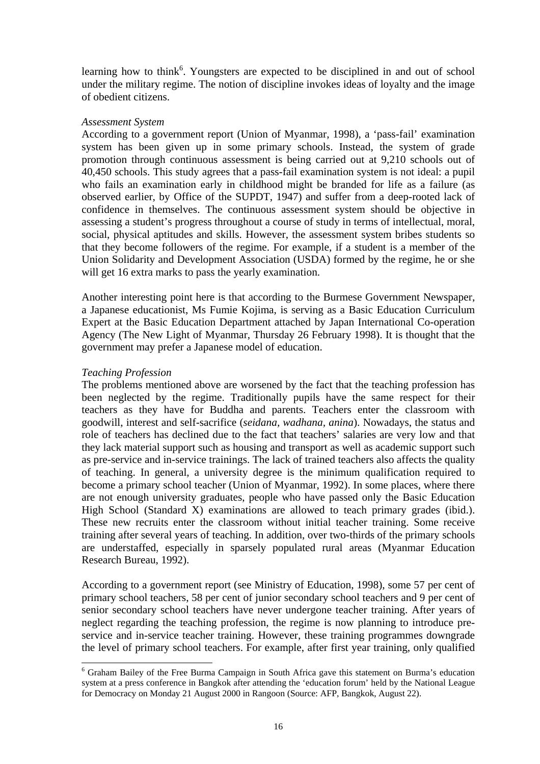learning how to think[6]. Youngsters are expected to be disciplined in and out of school under the military regime. The notion of discipline invokes ideas of loyalty and the image of obedient citizens.

*Assessment System*

According to a government report (Union of Myanmar, 1998), a 'pass-fail' examination system has been given up in some primary schools. Instead, the system of grade promotion through continuous assessment is being carried out at 9,210 schools out of 40,450 schools. This study agrees that a pass-fail examination system is not ideal: a pupil who fails an examination early in childhood might be branded for life as a failure (as observed earlier, by Office of the SUPDT, 1947) and suffer from a deep-rooted lack of confidence in themselves. The continuous assessment system should be objective in assessing a student's progress throughout a course of study in terms of intellectual, moral, social, physical aptitudes and skills. However, the assessment system bribes students so that they become followers of the regime. For example, if a student is a member of the Union Solidarity and Development Association (USDA) formed by the regime, he or she will get 16 extra marks to pass the yearly examination.

Another interesting point here is that according to the Burmese Government Newspaper, a Japanese educationist, Ms Fumie Kojima, is serving as a Basic Education Curriculum Expert at the Basic Education Department attached by Japan International Co-operation Agency (The New Light of Myanmar, Thursday 26 February 1998). It is thought that the government may prefer a Japanese model of education.

*Teaching Profession*

The problems mentioned above are worsened by the fact that the teaching profession has been neglected by the regime. Traditionally pupils have the same respect for their teachers as they have for Buddha and parents. Teachers enter the classroom with goodwill, interest and self-sacrifice (*seidana, wadhana, anina*). Nowadays, the status and role of teachers has declined due to the fact that teachers' salaries are very low and that they lack material support such as housing and transport as well as academic support such as pre-service and in-service trainings. The lack of trained teachers also affects the quality of teaching. In general, a university degree is the minimum qualification required to become a primary school teacher (Union of Myanmar, 1992). In some places, where there are not enough university graduates, people who have passed only the Basic Education High School (Standard X) examinations are allowed to teach primary grades (ibid.). These new recruits enter the classroom without initial teacher training. Some receive training after several years of teaching. In addition, over two-thirds of the primary schools are understaffed, especially in sparsely populated rural areas (Myanmar Education Research Bureau, 1992).

According to a government report (see Ministry of Education, 1998), some 57 per cent of primary school teachers, 58 per cent of junior secondary school teachers and 9 per cent of senior secondary school teachers have never undergone teacher training. After years of neglect regarding the teaching profession, the regime is now planning to introduce pre-service and in-service teacher training. However, these training programmes downgrade the level of primary school teachers. For example, after first year training, only qualified

---

[6] Graham Bailey of the Free Burma Campaign in South Africa gave this statement on Burma's education system at a press conference in Bangkok after attending the 'education forum' held by the National League for Democracy on Monday 21 August 2000 in Rangoon (Source: AFP, Bangkok, August 22).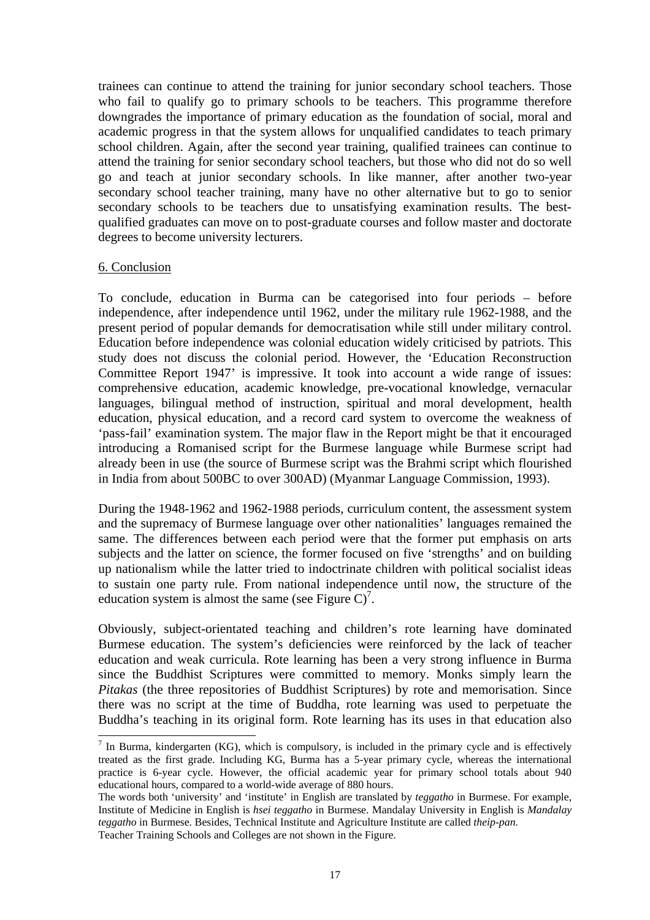trainees can continue to attend the training for junior secondary school teachers. Those who fail to qualify go to primary schools to be teachers. This programme therefore downgrades the importance of primary education as the foundation of social, moral and academic progress in that the system allows for unqualified candidates to teach primary school children. Again, after the second year training, qualified trainees can continue to attend the training for senior secondary school teachers, but those who did not do so well go and teach at junior secondary schools. In like manner, after another two-year secondary school teacher training, many have no other alternative but to go to senior secondary schools to be teachers due to unsatisfying examination results. The best-qualified graduates can move on to post-graduate courses and follow master and doctorate degrees to become university lecturers.

## 6. Conclusion

To conclude, education in Burma can be categorised into four periods – before independence, after independence until 1962, under the military rule 1962-1988, and the present period of popular demands for democratisation while still under military control. Education before independence was colonial education widely criticised by patriots. This study does not discuss the colonial period. However, the 'Education Reconstruction Committee Report 1947' is impressive. It took into account a wide range of issues: comprehensive education, academic knowledge, pre-vocational knowledge, vernacular languages, bilingual method of instruction, spiritual and moral development, health education, physical education, and a record card system to overcome the weakness of 'pass-fail' examination system. The major flaw in the Report might be that it encouraged introducing a Romanised script for the Burmese language while Burmese script had already been in use (the source of Burmese script was the Brahmi script which flourished in India from about 500BC to over 300AD) (Myanmar Language Commission, 1993).

During the 1948-1962 and 1962-1988 periods, curriculum content, the assessment system and the supremacy of Burmese language over other nationalities' languages remained the same. The differences between each period were that the former put emphasis on arts subjects and the latter on science, the former focused on five 'strengths' and on building up nationalism while the latter tried to indoctrinate children with political socialist ideas to sustain one party rule. From national independence until now, the structure of the education system is almost the same (see Figure C)[7].

Obviously, subject-orientated teaching and children's rote learning have dominated Burmese education. The system's deficiencies were reinforced by the lack of teacher education and weak curricula. Rote learning has been a very strong influence in Burma since the Buddhist Scriptures were committed to memory. Monks simply learn the *Pitakas* (the three repositories of Buddhist Scriptures) by rote and memorisation. Since there was no script at the time of Buddha, rote learning was used to perpetuate the Buddha's teaching in its original form. Rote learning has its uses in that education also

---

[7] In Burma, kindergarten (KG), which is compulsory, is included in the primary cycle and is effectively treated as the first grade. Including KG, Burma has a 5-year primary cycle, whereas the international practice is 6-year cycle. However, the official academic year for primary school totals about 940 educational hours, compared to a world-wide average of 880 hours.

The words both 'university' and 'institute' in English are translated by *teggatho* in Burmese. For example, Institute of Medicine in English is *hsei teggatho* in Burmese. Mandalay University in English is *Mandalay teggatho* in Burmese. Besides, Technical Institute and Agriculture Institute are called *theip-pan*.

Teacher Training Schools and Colleges are not shown in the Figure.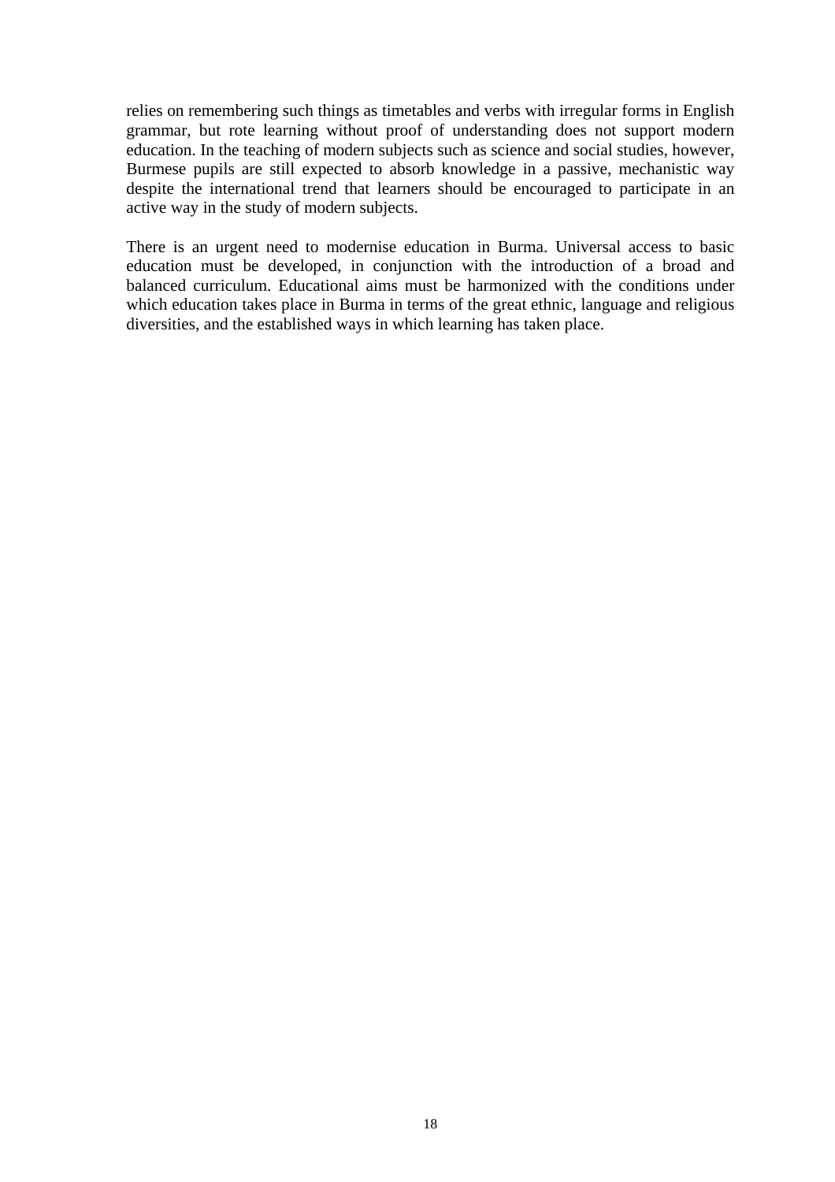relies on remembering such things as timetables and verbs with irregular forms in English grammar, but rote learning without proof of understanding does not support modern education. In the teaching of modern subjects such as science and social studies, however, Burmese pupils are still expected to absorb knowledge in a passive, mechanistic way despite the international trend that learners should be encouraged to participate in an active way in the study of modern subjects.

There is an urgent need to modernise education in Burma. Universal access to basic education must be developed, in conjunction with the introduction of a broad and balanced curriculum. Educational aims must be harmonized with the conditions under which education takes place in Burma in terms of the great ethnic, language and religious diversities, and the established ways in which learning has taken place.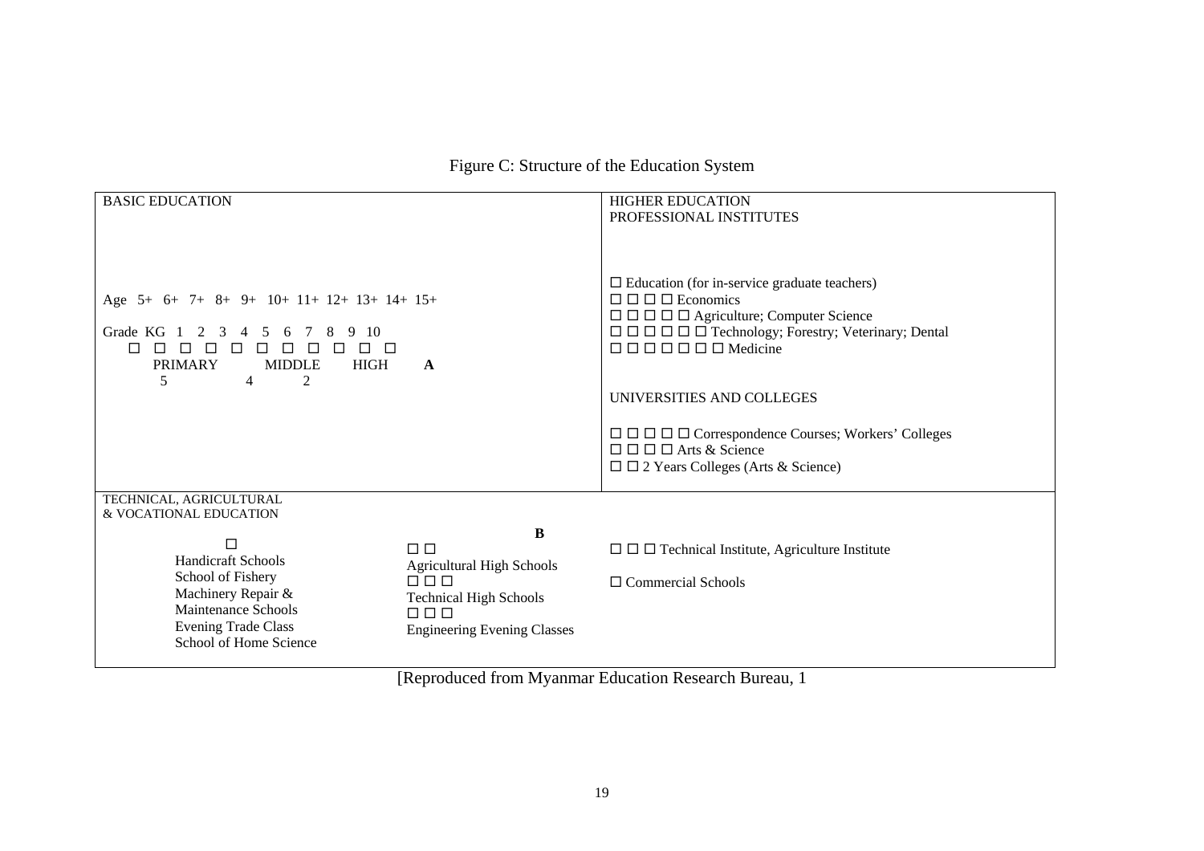Figure C: Structure of the Education System

| BASIC EDUCATION | HIGHER EDUCATION<br>PROFESSIONAL INSTITUTES |
|---|---|
| Age 5+ 6+ 7+ 8+ 9+ 10+ 11+ 12+ 13+ 14+ 15+<br><br>Grade KG 1 2 3 4 5 6 7 8 9 10<br>□ □ □ □ □ □ □ □ □ □ □<br>PRIMARY MIDDLE HIGH **A**<br>5 4 2 | □ Education (for in-service graduate teachers)<br>□ □ □ □ Economics<br>□ □ □ □ □ Agriculture; Computer Science<br>□ □ □ □ □ □ Technology; Forestry; Veterinary; Dental<br>□ □ □ □ □ □ □ Medicine<br><br>UNIVERSITIES AND COLLEGES<br><br>□ □ □ □ □ Correspondence Courses; Workers' Colleges<br>□ □ □ □ Arts & Science<br>□ □ 2 Years Colleges (Arts & Science) |
| TECHNICAL, AGRICULTURAL<br>& VOCATIONAL EDUCATION<br><br>□<br>Handicraft Schools<br>School of Fishery<br>Machinery Repair &<br>Maintenance Schools<br>Evening Trade Class<br>School of Home Science<br><br>**B**<br>□ □<br>Agricultural High Schools<br>□ □ □<br>Technical High Schools<br>□ □ □<br>Engineering Evening Classes | □ □ □ Technical Institute, Agriculture Institute<br><br>□ Commercial Schools |

[Reproduced from Myanmar Education Research Bureau, 1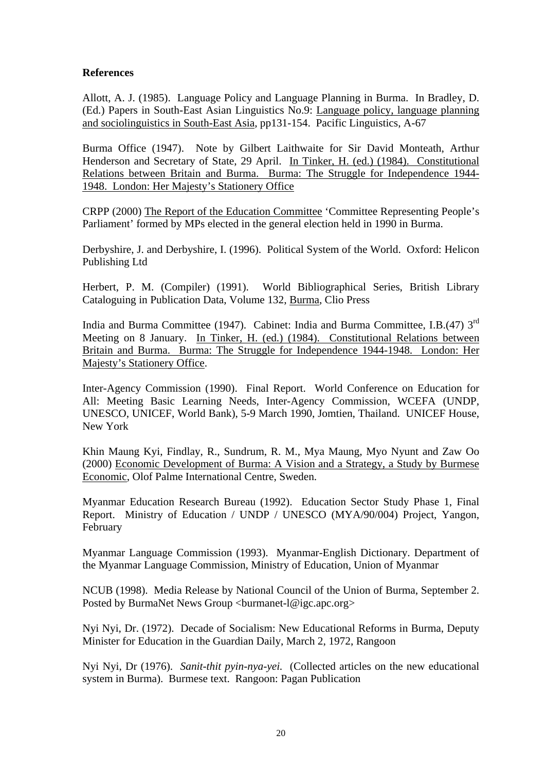**References**

Allott, A. J. (1985). Language Policy and Language Planning in Burma. In Bradley, D. (Ed.) Papers in South-East Asian Linguistics No.9: Language policy, language planning and sociolinguistics in South-East Asia, pp131-154. Pacific Linguistics, A-67

Burma Office (1947). Note by Gilbert Laithwaite for Sir David Monteath, Arthur Henderson and Secretary of State, 29 April. In Tinker, H. (ed.) (1984). Constitutional Relations between Britain and Burma. Burma: The Struggle for Independence 1944-1948. London: Her Majesty's Stationery Office

CRPP (2000) The Report of the Education Committee 'Committee Representing People's Parliament' formed by MPs elected in the general election held in 1990 in Burma.

Derbyshire, J. and Derbyshire, I. (1996). Political System of the World. Oxford: Helicon Publishing Ltd

Herbert, P. M. (Compiler) (1991). World Bibliographical Series, British Library Cataloguing in Publication Data, Volume 132, Burma, Clio Press

India and Burma Committee (1947). Cabinet: India and Burma Committee, I.B.(47) 3rd Meeting on 8 January. In Tinker, H. (ed.) (1984). Constitutional Relations between Britain and Burma. Burma: The Struggle for Independence 1944-1948. London: Her Majesty's Stationery Office.

Inter-Agency Commission (1990). Final Report. World Conference on Education for All: Meeting Basic Learning Needs, Inter-Agency Commission, WCEFA (UNDP, UNESCO, UNICEF, World Bank), 5-9 March 1990, Jomtien, Thailand. UNICEF House, New York

Khin Maung Kyi, Findlay, R., Sundrum, R. M., Mya Maung, Myo Nyunt and Zaw Oo (2000) Economic Development of Burma: A Vision and a Strategy, a Study by Burmese Economic, Olof Palme International Centre, Sweden.

Myanmar Education Research Bureau (1992). Education Sector Study Phase 1, Final Report. Ministry of Education / UNDP / UNESCO (MYA/90/004) Project, Yangon, February

Myanmar Language Commission (1993). Myanmar-English Dictionary. Department of the Myanmar Language Commission, Ministry of Education, Union of Myanmar

NCUB (1998). Media Release by National Council of the Union of Burma, September 2. Posted by BurmaNet News Group <burmanet-l@igc.apc.org>

Nyi Nyi, Dr. (1972). Decade of Socialism: New Educational Reforms in Burma, Deputy Minister for Education in the Guardian Daily, March 2, 1972, Rangoon

Nyi Nyi, Dr (1976). *Sanit-thit pyin-nya-yei.* (Collected articles on the new educational system in Burma). Burmese text. Rangoon: Pagan Publication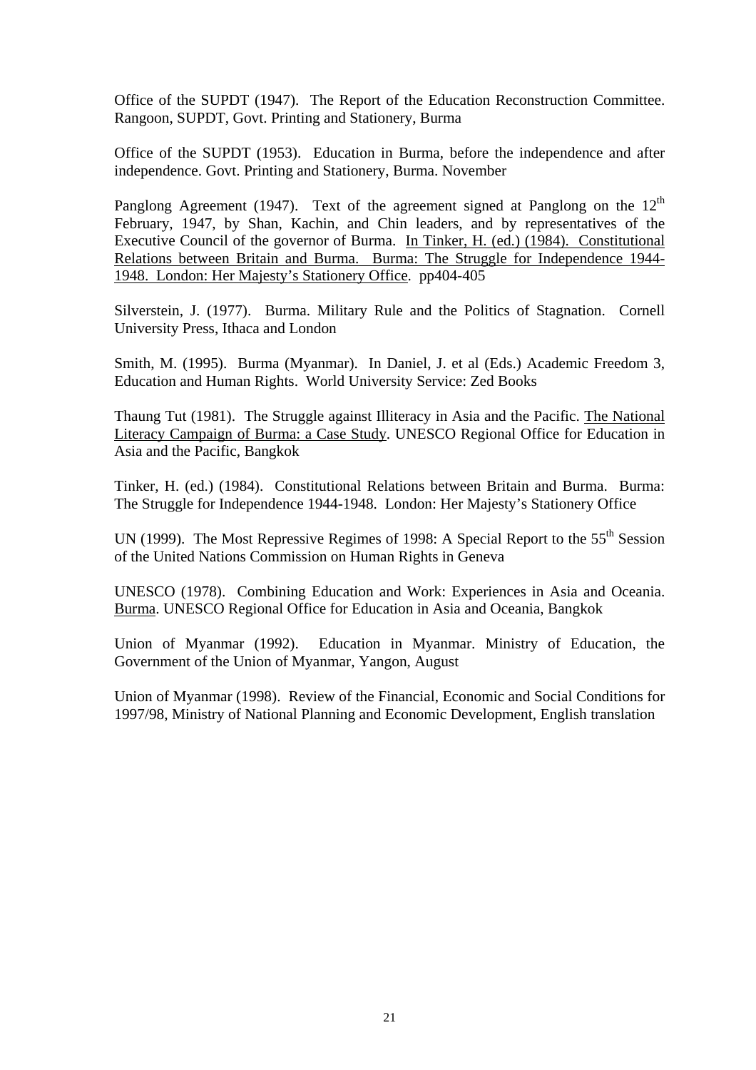Office of the SUPDT (1947). The Report of the Education Reconstruction Committee. Rangoon, SUPDT, Govt. Printing and Stationery, Burma

Office of the SUPDT (1953). Education in Burma, before the independence and after independence. Govt. Printing and Stationery, Burma. November

Panglong Agreement (1947). Text of the agreement signed at Panglong on the 12th February, 1947, by Shan, Kachin, and Chin leaders, and by representatives of the Executive Council of the governor of Burma. In Tinker, H. (ed.) (1984). Constitutional Relations between Britain and Burma. Burma: The Struggle for Independence 1944-1948. London: Her Majesty's Stationery Office. pp404-405

Silverstein, J. (1977). Burma. Military Rule and the Politics of Stagnation. Cornell University Press, Ithaca and London

Smith, M. (1995). Burma (Myanmar). In Daniel, J. et al (Eds.) Academic Freedom 3, Education and Human Rights. World University Service: Zed Books

Thaung Tut (1981). The Struggle against Illiteracy in Asia and the Pacific. The National Literacy Campaign of Burma: a Case Study. UNESCO Regional Office for Education in Asia and the Pacific, Bangkok

Tinker, H. (ed.) (1984). Constitutional Relations between Britain and Burma. Burma: The Struggle for Independence 1944-1948. London: Her Majesty's Stationery Office

UN (1999). The Most Repressive Regimes of 1998: A Special Report to the 55th Session of the United Nations Commission on Human Rights in Geneva

UNESCO (1978). Combining Education and Work: Experiences in Asia and Oceania. Burma. UNESCO Regional Office for Education in Asia and Oceania, Bangkok

Union of Myanmar (1992). Education in Myanmar. Ministry of Education, the Government of the Union of Myanmar, Yangon, August

Union of Myanmar (1998). Review of the Financial, Economic and Social Conditions for 1997/98, Ministry of National Planning and Economic Development, English translation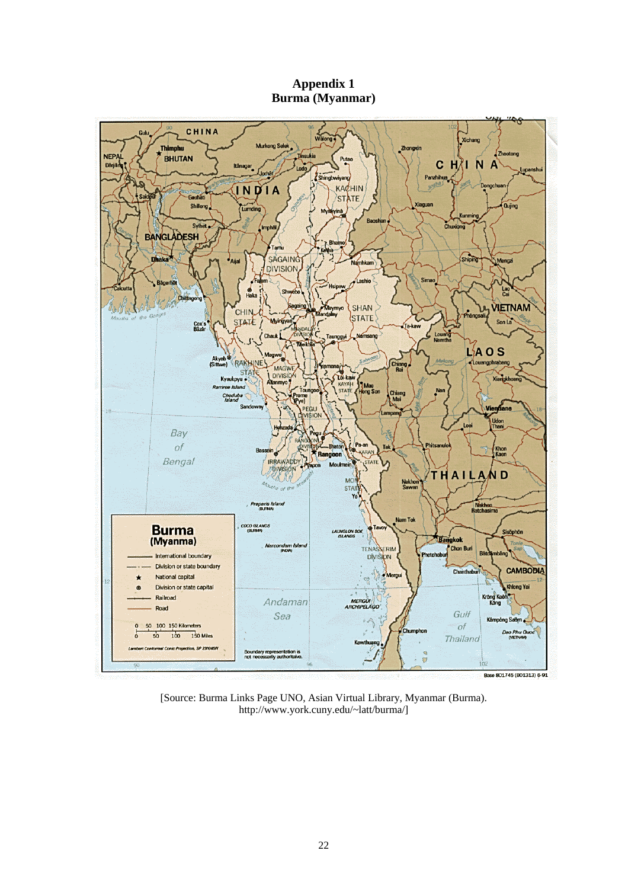# Appendix 1
## Burma (Myanmar)

[Source: Burma Links Page UNO, Asian Virtual Library, Myanmar (Burma). http://www.york.cuny.edu/~latt/burma/]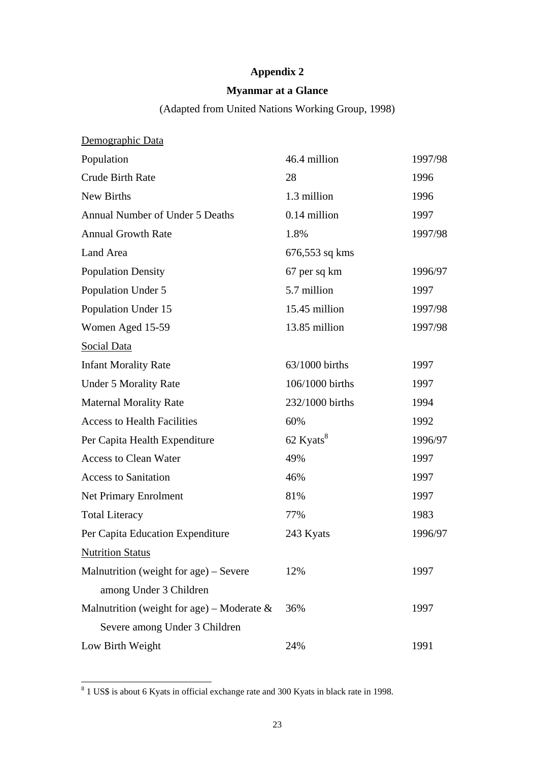# Appendix 2

## Myanmar at a Glance

(Adapted from United Nations Working Group, 1998)

| | | |
|---|---|---|
| Demographic Data | | |
| Population | 46.4 million | 1997/98 |
| Crude Birth Rate | 28 | 1996 |
| New Births | 1.3 million | 1996 |
| Annual Number of Under 5 Deaths | 0.14 million | 1997 |
| Annual Growth Rate | 1.8% | 1997/98 |
| Land Area | 676,553 sq kms | |
| Population Density | 67 per sq km | 1996/97 |
| Population Under 5 | 5.7 million | 1997 |
| Population Under 15 | 15.45 million | 1997/98 |
| Women Aged 15-59 | 13.85 million | 1997/98 |
| Social Data | | |
| Infant Morality Rate | 63/1000 births | 1997 |
| Under 5 Morality Rate | 106/1000 births | 1997 |
| Maternal Morality Rate | 232/1000 births | 1994 |
| Access to Health Facilities | 60% | 1992 |
| Per Capita Health Expenditure | 62 Kyats[8] | 1996/97 |
| Access to Clean Water | 49% | 1997 |
| Access to Sanitation | 46% | 1997 |
| Net Primary Enrolment | 81% | 1997 |
| Total Literacy | 77% | 1983 |
| Per Capita Education Expenditure | 243 Kyats | 1996/97 |
| Nutrition Status | | |
| Malnutrition (weight for age) – Severe among Under 3 Children | 12% | 1997 |
| Malnutrition (weight for age) – Moderate & Severe among Under 3 Children | 36% | 1997 |
| Low Birth Weight | 24% | 1991 |

[8] 1 US$ is about 6 Kyats in official exchange rate and 300 Kyats in black rate in 1998.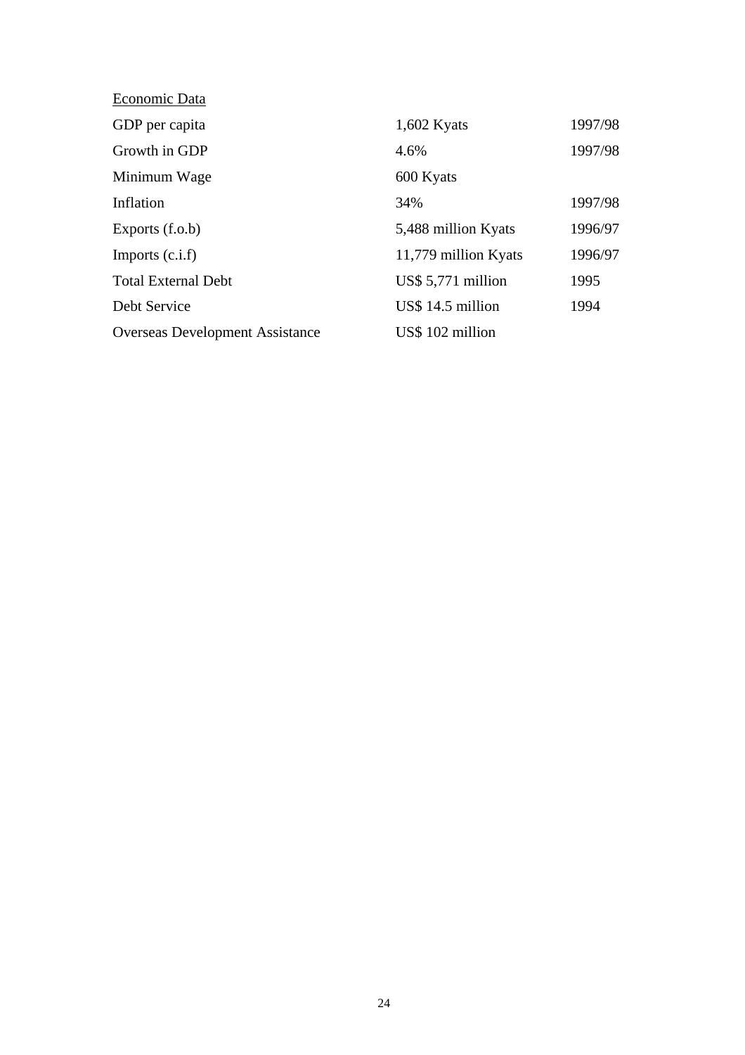Economic Data

| | | |
|---|---|---|
| GDP per capita | 1,602 Kyats | 1997/98 |
| Growth in GDP | 4.6% | 1997/98 |
| Minimum Wage | 600 Kyats | |
| Inflation | 34% | 1997/98 |
| Exports (f.o.b) | 5,488 million Kyats | 1996/97 |
| Imports (c.i.f) | 11,779 million Kyats | 1996/97 |
| Total External Debt | US$ 5,771 million | 1995 |
| Debt Service | US$ 14.5 million | 1994 |
| Overseas Development Assistance | US$ 102 million | |